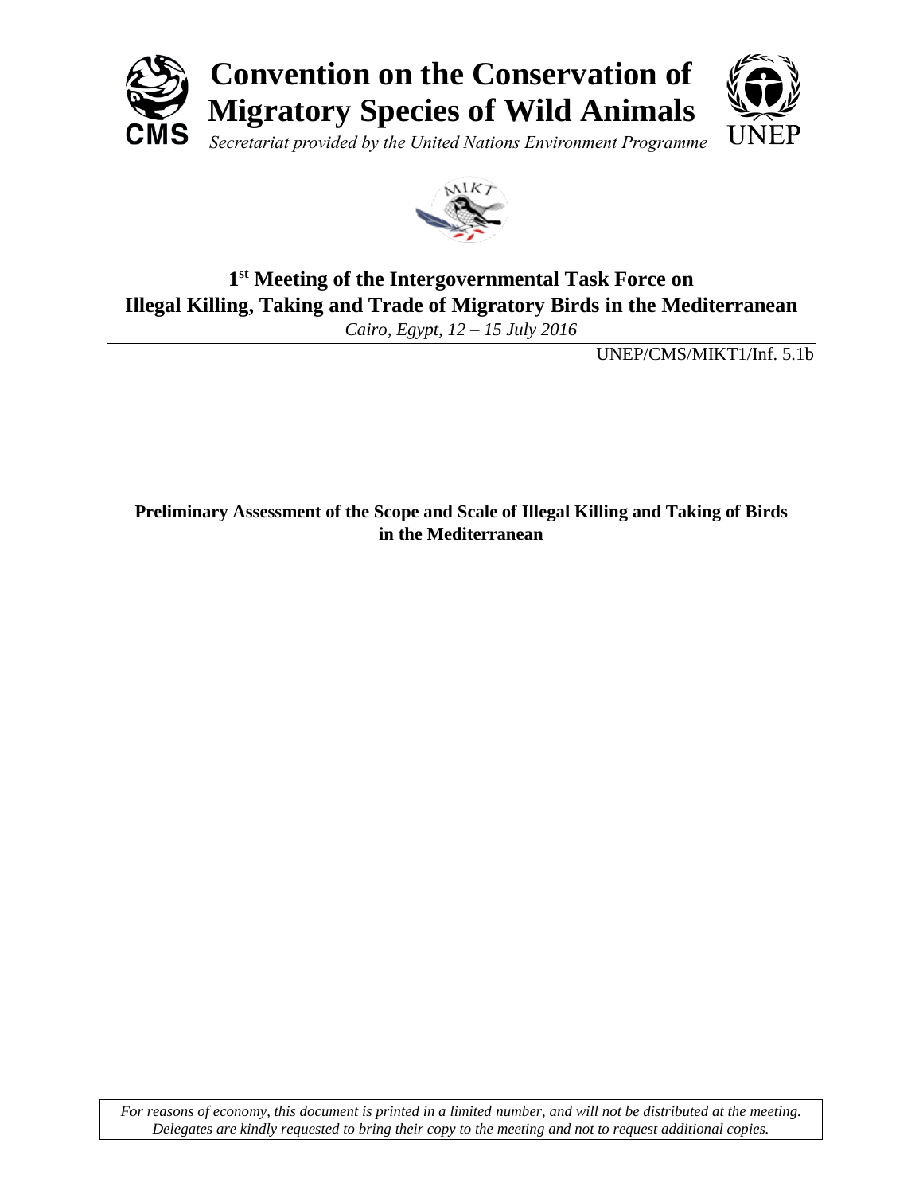# Convention on the Conservation of Migratory Species of Wild Animals

*Secretariat provided by the United Nations Environment Programme*

## 1st Meeting of the Intergovernmental Task Force on Illegal Killing, Taking and Trade of Migratory Birds in the Mediterranean

*Cairo, Egypt, 12 – 15 July 2016*

UNEP/CMS/MIKT1/Inf. 5.1b

**Preliminary Assessment of the Scope and Scale of Illegal Killing and Taking of Birds in the Mediterranean**

*For reasons of economy, this document is printed in a limited number, and will not be distributed at the meeting. Delegates are kindly requested to bring their copy to the meeting and not to request additional copies.*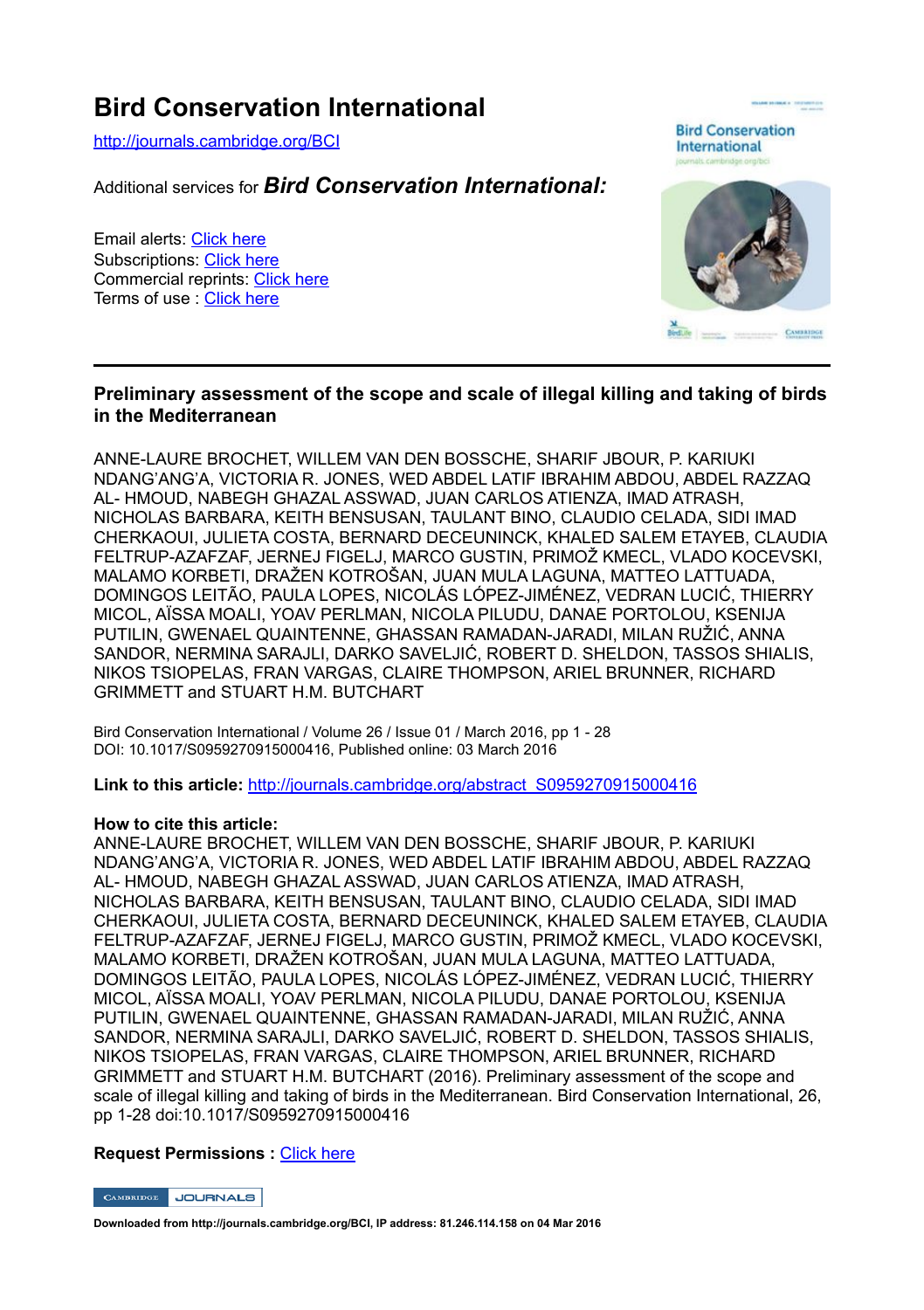# Bird Conservation International

http://journals.cambridge.org/BCI

Additional services for ***Bird Conservation International:***

Email alerts: Click here
Subscriptions: Click here
Commercial reprints: Click here
Terms of use : Click here

---

## Preliminary assessment of the scope and scale of illegal killing and taking of birds in the Mediterranean

ANNE-LAURE BROCHET, WILLEM VAN DEN BOSSCHE, SHARIF JBOUR, P. KARIUKI NDANG'ANG'A, VICTORIA R. JONES, WED ABDEL LATIF IBRAHIM ABDOU, ABDEL RAZZAQ AL- HMOUD, NABEGH GHAZAL ASSWAD, JUAN CARLOS ATIENZA, IMAD ATRASH, NICHOLAS BARBARA, KEITH BENSUSAN, TAULANT BINO, CLAUDIO CELADA, SIDI IMAD CHERKAOUI, JULIETA COSTA, BERNARD DECEUNINCK, KHALED SALEM ETAYEB, CLAUDIA FELTRUP-AZAFZAF, JERNEJ FIGELJ, MARCO GUSTIN, PRIMOŽ KMECL, VLADO KOCEVSKI, MALAMO KORBETI, DRAŽEN KOTROŠAN, JUAN MULA LAGUNA, MATTEO LATTUADA, DOMINGOS LEITÃO, PAULA LOPES, NICOLÁS LÓPEZ-JIMÉNEZ, VEDRAN LUCIĆ, THIERRY MICOL, AÏSSA MOALI, YOAV PERLMAN, NICOLA PILUDU, DANAE PORTOLOU, KSENIJA PUTILIN, GWENAEL QUAINTENNE, GHASSAN RAMADAN-JARADI, MILAN RUŽIĆ, ANNA SANDOR, NERMINA SARAJLI, DARKO SAVELJIĆ, ROBERT D. SHELDON, TASSOS SHIALIS, NIKOS TSIOPELAS, FRAN VARGAS, CLAIRE THOMPSON, ARIEL BRUNNER, RICHARD GRIMMETT and STUART H.M. BUTCHART

Bird Conservation International / Volume 26 / Issue 01 / March 2016, pp 1 - 28
DOI: 10.1017/S0959270915000416, Published online: 03 March 2016

**Link to this article:** http://journals.cambridge.org/abstract_S0959270915000416

**How to cite this article:**
ANNE-LAURE BROCHET, WILLEM VAN DEN BOSSCHE, SHARIF JBOUR, P. KARIUKI NDANG'ANG'A, VICTORIA R. JONES, WED ABDEL LATIF IBRAHIM ABDOU, ABDEL RAZZAQ AL- HMOUD, NABEGH GHAZAL ASSWAD, JUAN CARLOS ATIENZA, IMAD ATRASH, NICHOLAS BARBARA, KEITH BENSUSAN, TAULANT BINO, CLAUDIO CELADA, SIDI IMAD CHERKAOUI, JULIETA COSTA, BERNARD DECEUNINCK, KHALED SALEM ETAYEB, CLAUDIA FELTRUP-AZAFZAF, JERNEJ FIGELJ, MARCO GUSTIN, PRIMOŽ KMECL, VLADO KOCEVSKI, MALAMO KORBETI, DRAŽEN KOTROŠAN, JUAN MULA LAGUNA, MATTEO LATTUADA, DOMINGOS LEITÃO, PAULA LOPES, NICOLÁS LÓPEZ-JIMÉNEZ, VEDRAN LUCIĆ, THIERRY MICOL, AÏSSA MOALI, YOAV PERLMAN, NICOLA PILUDU, DANAE PORTOLOU, KSENIJA PUTILIN, GWENAEL QUAINTENNE, GHASSAN RAMADAN-JARADI, MILAN RUŽIĆ, ANNA SANDOR, NERMINA SARAJLI, DARKO SAVELJIĆ, ROBERT D. SHELDON, TASSOS SHIALIS, NIKOS TSIOPELAS, FRAN VARGAS, CLAIRE THOMPSON, ARIEL BRUNNER, RICHARD GRIMMETT and STUART H.M. BUTCHART (2016). Preliminary assessment of the scope and scale of illegal killing and taking of birds in the Mediterranean. Bird Conservation International, 26, pp 1-28 doi:10.1017/S0959270915000416

**Request Permissions :** Click here

**Downloaded from http://journals.cambridge.org/BCI, IP address: 81.246.114.158 on 04 Mar 2016**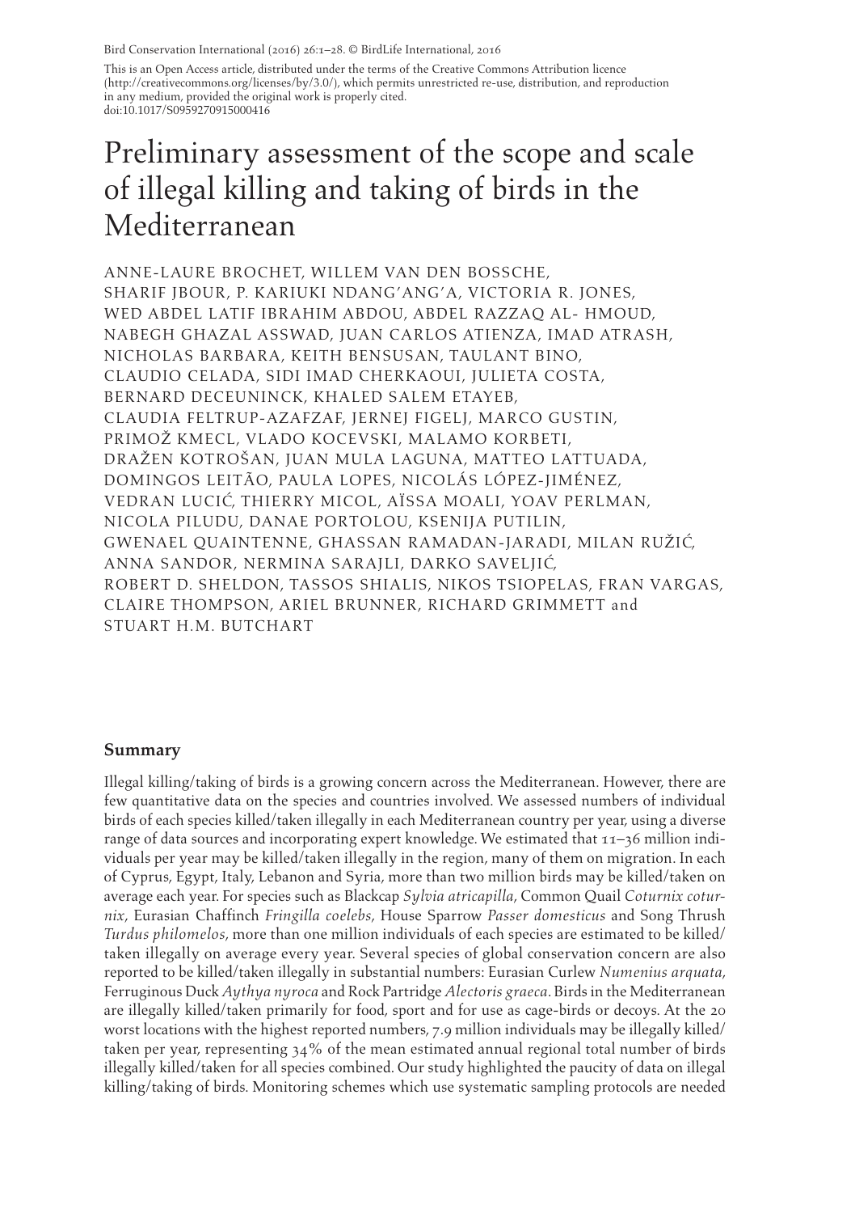Bird Conservation International (2016) 26:1–28. © BirdLife International, 2016

This is an Open Access article, distributed under the terms of the Creative Commons Attribution licence (http://creativecommons.org/licenses/by/3.0/), which permits unrestricted re-use, distribution, and reproduction in any medium, provided the original work is properly cited.
doi:10.1017/S0959270915000416

# Preliminary assessment of the scope and scale of illegal killing and taking of birds in the Mediterranean

ANNE-LAURE BROCHET, WILLEM VAN DEN BOSSCHE, SHARIF JBOUR, P. KARIUKI NDANG'ANG'A, VICTORIA R. JONES, WED ABDEL LATIF IBRAHIM ABDOU, ABDEL RAZZAQ AL- HMOUD, NABEGH GHAZAL ASSWAD, JUAN CARLOS ATIENZA, IMAD ATRASH, NICHOLAS BARBARA, KEITH BENSUSAN, TAULANT BINO, CLAUDIO CELADA, SIDI IMAD CHERKAOUI, JULIETA COSTA, BERNARD DECEUNINCK, KHALED SALEM ETAYEB, CLAUDIA FELTRUP-AZAFZAF, JERNEJ FIGELJ, MARCO GUSTIN, PRIMOŽ KMECL, VLADO KOCEVSKI, MALAMO KORBETI, DRAŽEN KOTROŠAN, JUAN MULA LAGUNA, MATTEO LATTUADA, DOMINGOS LEITÃO, PAULA LOPES, NICOLÁS LÓPEZ-JIMÉNEZ, VEDRAN LUCIĆ, THIERRY MICOL, AÏSSA MOALI, YOAV PERLMAN, NICOLA PILUDU, DANAE PORTOLOU, KSENIJA PUTILIN, GWENAEL QUAINTENNE, GHASSAN RAMADAN-JARADI, MILAN RUŽIĆ, ANNA SANDOR, NERMINA SARAJLI, DARKO SAVELJIĆ, ROBERT D. SHELDON, TASSOS SHIALIS, NIKOS TSIOPELAS, FRAN VARGAS, CLAIRE THOMPSON, ARIEL BRUNNER, RICHARD GRIMMETT and STUART H.M. BUTCHART

## Summary

Illegal killing/taking of birds is a growing concern across the Mediterranean. However, there are few quantitative data on the species and countries involved. We assessed numbers of individual birds of each species killed/taken illegally in each Mediterranean country per year, using a diverse range of data sources and incorporating expert knowledge. We estimated that 11–36 million individuals per year may be killed/taken illegally in the region, many of them on migration. In each of Cyprus, Egypt, Italy, Lebanon and Syria, more than two million birds may be killed/taken on average each year. For species such as Blackcap *Sylvia atricapilla*, Common Quail *Coturnix coturnix*, Eurasian Chaffinch *Fringilla coelebs*, House Sparrow *Passer domesticus* and Song Thrush *Turdus philomelos*, more than one million individuals of each species are estimated to be killed/taken illegally on average every year. Several species of global conservation concern are also reported to be killed/taken illegally in substantial numbers: Eurasian Curlew *Numenius arquata*, Ferruginous Duck *Aythya nyroca* and Rock Partridge *Alectoris graeca*. Birds in the Mediterranean are illegally killed/taken primarily for food, sport and for use as cage-birds or decoys. At the 20 worst locations with the highest reported numbers, 7.9 million individuals may be illegally killed/taken per year, representing 34% of the mean estimated annual regional total number of birds illegally killed/taken for all species combined. Our study highlighted the paucity of data on illegal killing/taking of birds. Monitoring schemes which use systematic sampling protocols are needed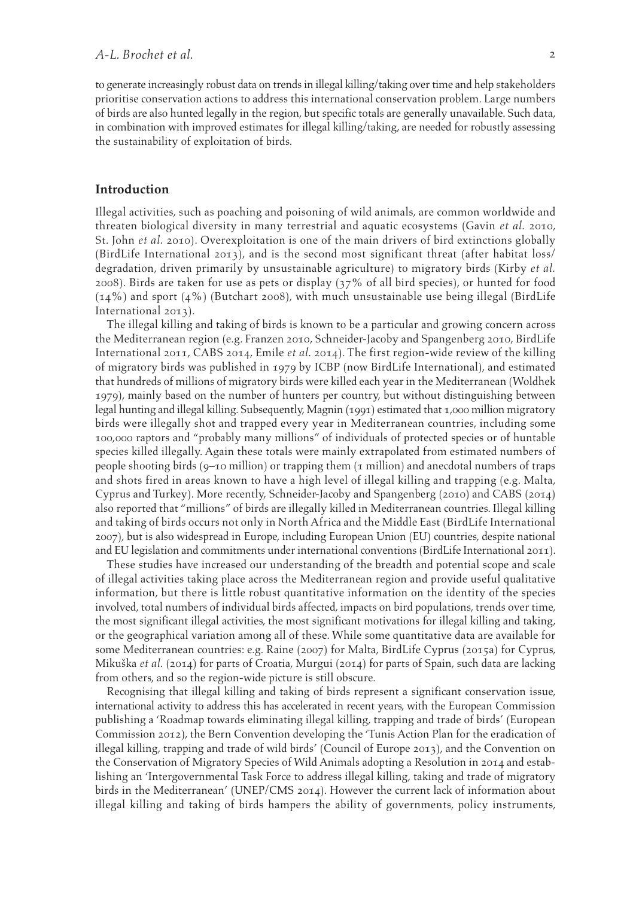to generate increasingly robust data on trends in illegal killing/taking over time and help stakeholders prioritise conservation actions to address this international conservation problem. Large numbers of birds are also hunted legally in the region, but specific totals are generally unavailable. Such data, in combination with improved estimates for illegal killing/taking, are needed for robustly assessing the sustainability of exploitation of birds.

## Introduction

Illegal activities, such as poaching and poisoning of wild animals, are common worldwide and threaten biological diversity in many terrestrial and aquatic ecosystems (Gavin *et al.* 2010, St. John *et al.* 2010). Overexploitation is one of the main drivers of bird extinctions globally (BirdLife International 2013), and is the second most significant threat (after habitat loss/degradation, driven primarily by unsustainable agriculture) to migratory birds (Kirby *et al.* 2008). Birds are taken for use as pets or display (37% of all bird species), or hunted for food (14%) and sport (4%) (Butchart 2008), with much unsustainable use being illegal (BirdLife International 2013).

The illegal killing and taking of birds is known to be a particular and growing concern across the Mediterranean region (e.g. Franzen 2010, Schneider-Jacoby and Spangenberg 2010, BirdLife International 2011, CABS 2014, Emile *et al.* 2014). The first region-wide review of the killing of migratory birds was published in 1979 by ICBP (now BirdLife International), and estimated that hundreds of millions of migratory birds were killed each year in the Mediterranean (Woldhek 1979), mainly based on the number of hunters per country, but without distinguishing between legal hunting and illegal killing. Subsequently, Magnin (1991) estimated that 1,000 million migratory birds were illegally shot and trapped every year in Mediterranean countries, including some 100,000 raptors and "probably many millions" of individuals of protected species or of huntable species killed illegally. Again these totals were mainly extrapolated from estimated numbers of people shooting birds (9–10 million) or trapping them (1 million) and anecdotal numbers of traps and shots fired in areas known to have a high level of illegal killing and trapping (e.g. Malta, Cyprus and Turkey). More recently, Schneider-Jacoby and Spangenberg (2010) and CABS (2014) also reported that "millions" of birds are illegally killed in Mediterranean countries. Illegal killing and taking of birds occurs not only in North Africa and the Middle East (BirdLife International 2007), but is also widespread in Europe, including European Union (EU) countries, despite national and EU legislation and commitments under international conventions (BirdLife International 2011).

These studies have increased our understanding of the breadth and potential scope and scale of illegal activities taking place across the Mediterranean region and provide useful qualitative information, but there is little robust quantitative information on the identity of the species involved, total numbers of individual birds affected, impacts on bird populations, trends over time, the most significant illegal activities, the most significant motivations for illegal killing and taking, or the geographical variation among all of these. While some quantitative data are available for some Mediterranean countries: e.g. Raine (2007) for Malta, BirdLife Cyprus (2015a) for Cyprus, Mikuška *et al.* (2014) for parts of Croatia, Murgui (2014) for parts of Spain, such data are lacking from others, and so the region-wide picture is still obscure.

Recognising that illegal killing and taking of birds represent a significant conservation issue, international activity to address this has accelerated in recent years, with the European Commission publishing a 'Roadmap towards eliminating illegal killing, trapping and trade of birds' (European Commission 2012), the Bern Convention developing the 'Tunis Action Plan for the eradication of illegal killing, trapping and trade of wild birds' (Council of Europe 2013), and the Convention on the Conservation of Migratory Species of Wild Animals adopting a Resolution in 2014 and establishing an 'Intergovernmental Task Force to address illegal killing, taking and trade of migratory birds in the Mediterranean' (UNEP/CMS 2014). However the current lack of information about illegal killing and taking of birds hampers the ability of governments, policy instruments,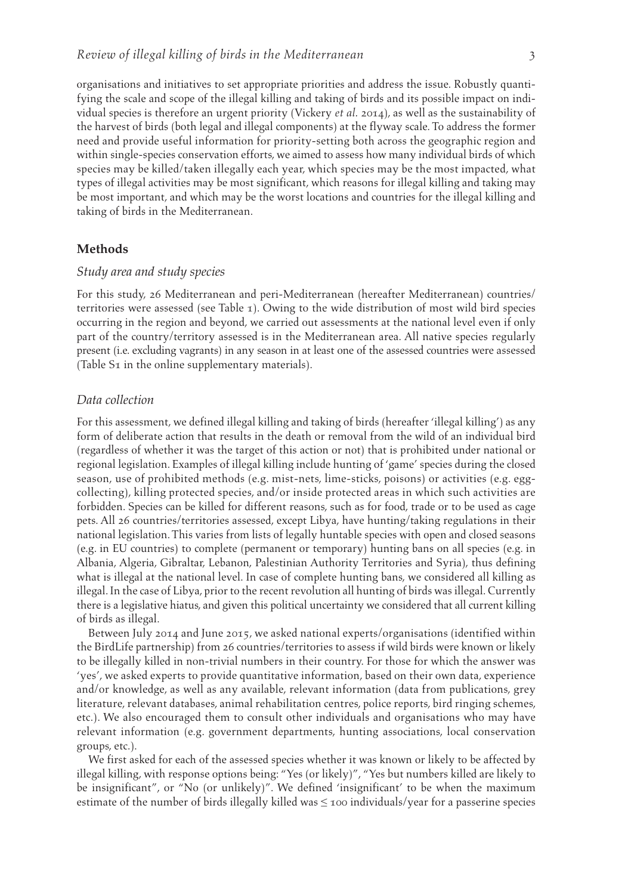organisations and initiatives to set appropriate priorities and address the issue. Robustly quantifying the scale and scope of the illegal killing and taking of birds and its possible impact on individual species is therefore an urgent priority (Vickery *et al.* 2014), as well as the sustainability of the harvest of birds (both legal and illegal components) at the flyway scale. To address the former need and provide useful information for priority-setting both across the geographic region and within single-species conservation efforts, we aimed to assess how many individual birds of which species may be killed/taken illegally each year, which species may be the most impacted, what types of illegal activities may be most significant, which reasons for illegal killing and taking may be most important, and which may be the worst locations and countries for the illegal killing and taking of birds in the Mediterranean.

## Methods

### *Study area and study species*

For this study, 26 Mediterranean and peri-Mediterranean (hereafter Mediterranean) countries/territories were assessed (see Table 1). Owing to the wide distribution of most wild bird species occurring in the region and beyond, we carried out assessments at the national level even if only part of the country/territory assessed is in the Mediterranean area. All native species regularly present (i.e. excluding vagrants) in any season in at least one of the assessed countries were assessed (Table S1 in the online supplementary materials).

### *Data collection*

For this assessment, we defined illegal killing and taking of birds (hereafter 'illegal killing') as any form of deliberate action that results in the death or removal from the wild of an individual bird (regardless of whether it was the target of this action or not) that is prohibited under national or regional legislation. Examples of illegal killing include hunting of 'game' species during the closed season, use of prohibited methods (e.g. mist-nets, lime-sticks, poisons) or activities (e.g. egg-collecting), killing protected species, and/or inside protected areas in which such activities are forbidden. Species can be killed for different reasons, such as for food, trade or to be used as cage pets. All 26 countries/territories assessed, except Libya, have hunting/taking regulations in their national legislation. This varies from lists of legally huntable species with open and closed seasons (e.g. in EU countries) to complete (permanent or temporary) hunting bans on all species (e.g. in Albania, Algeria, Gibraltar, Lebanon, Palestinian Authority Territories and Syria), thus defining what is illegal at the national level. In case of complete hunting bans, we considered all killing as illegal. In the case of Libya, prior to the recent revolution all hunting of birds was illegal. Currently there is a legislative hiatus, and given this political uncertainty we considered that all current killing of birds as illegal.

Between July 2014 and June 2015, we asked national experts/organisations (identified within the BirdLife partnership) from 26 countries/territories to assess if wild birds were known or likely to be illegally killed in non-trivial numbers in their country. For those for which the answer was 'yes', we asked experts to provide quantitative information, based on their own data, experience and/or knowledge, as well as any available, relevant information (data from publications, grey literature, relevant databases, animal rehabilitation centres, police reports, bird ringing schemes, etc.). We also encouraged them to consult other individuals and organisations who may have relevant information (e.g. government departments, hunting associations, local conservation groups, etc.).

We first asked for each of the assessed species whether it was known or likely to be affected by illegal killing, with response options being: "Yes (or likely)", "Yes but numbers killed are likely to be insignificant", or "No (or unlikely)". We defined 'insignificant' to be when the maximum estimate of the number of birds illegally killed was $\leq$ 100 individuals/year for a passerine species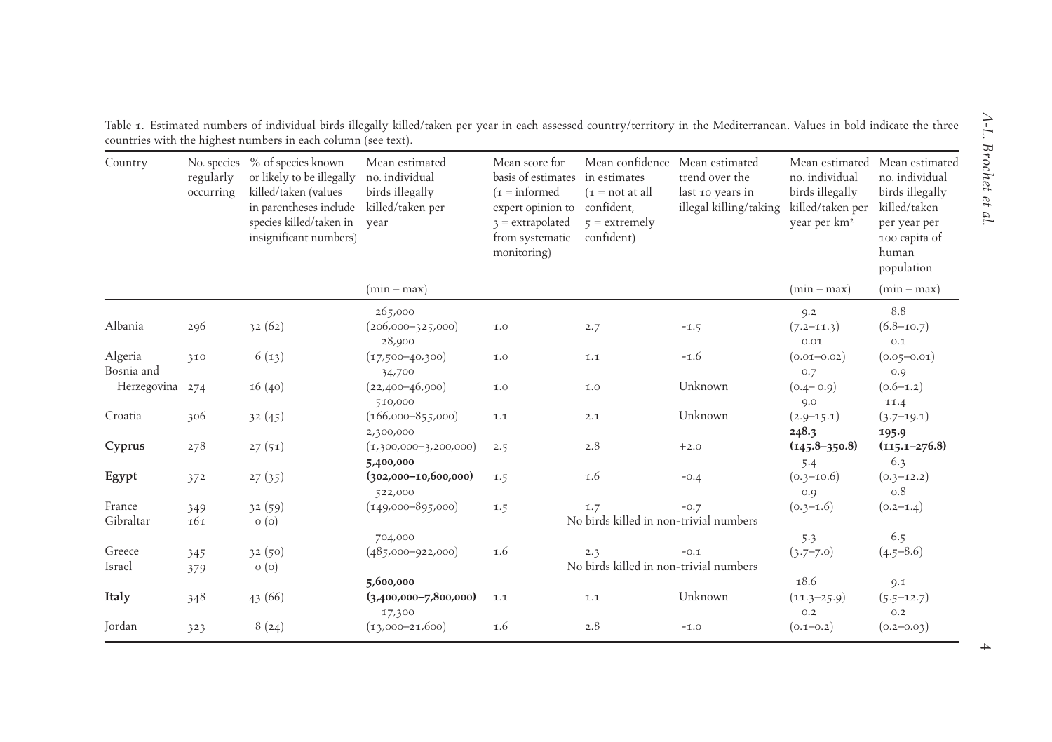Table 1. Estimated numbers of individual birds illegally killed/taken per year in each assessed country/territory in the Mediterranean. Values in bold indicate the three countries with the highest numbers in each column (see text).

| Country | No. species regularly occurring | % of species known or likely to be illegally killed/taken (values in parentheses include species killed/taken in insignificant numbers) | Mean estimated no. individual birds illegally killed/taken per year (min – max) | Mean score for basis of estimates (1 = informed expert opinion to 3 = extrapolated from systematic monitoring) | Mean confidence in estimates (1 = not at all confident, 5 = extremely confident) | Mean estimated trend over the last 10 years in illegal killing/taking | Mean estimated no. individual birds illegally killed/taken per year per km² (min – max) | Mean estimated no. individual birds illegally killed/taken per year per 100 capita of human population (min – max) |
|---|---|---|---|---|---|---|---|---|
| Albania | 296 | 32 (62) | 265,000 (206,000–325,000) | 1.0 | 2.7 | -1.5 | 9.2 (7.2–11.3) | 8.8 (6.8–10.7) |
| Algeria | 310 | 6 (13) | 28,900 (17,500–40,300) | 1.0 | 1.1 | -1.6 | 0.01 (0.01–0.02) | 0.1 (0.05–0.01) |
| Bosnia and Herzegovina | 274 | 16 (40) | 34,700 (22,400–46,900) | 1.0 | 1.0 | Unknown | 0.7 (0.4– 0.9) | 0.9 (0.6–1.2) |
| Croatia | 306 | 32 (45) | 510,000 (166,000–855,000) | 1.1 | 2.1 | Unknown | 9.0 (2.9–15.1) | 11.4 (3.7–19.1) |
| **Cyprus** | 278 | 27 (51) | 2,300,000 (1,300,000–3,200,000) | 2.5 | 2.8 | +2.0 | **248.3 (145.8–350.8)** | **195.9 (115.1–276.8)** |
| **Egypt** | 372 | 27 (35) | **5,400,000 (302,000–10,600,000)** | 1.5 | 1.6 | -0.4 | 5.4 (0.3–10.6) | 6.3 (0.3–12.2) |
| France | 349 | 32 (59) | 522,000 (149,000–895,000) | 1.5 | 1.7 | -0.7 | 0.9 (0.3–1.6) | 0.8 (0.2–1.4) |
| Gibraltar | 161 | 0 (0) | No birds killed in non-trivial numbers | | | | | |
| Greece | 345 | 32 (50) | 704,000 (485,000–922,000) | 1.6 | 2.3 | -0.1 | 5.3 (3.7–7.0) | 6.5 (4.5–8.6) |
| Israel | 379 | 0 (0) | No birds killed in non-trivial numbers | | | | | |
| **Italy** | 348 | 43 (66) | **5,600,000 (3,400,000–7,800,000)** | 1.1 | 1.1 | Unknown | 18.6 (11.3–25.9) | 9.1 (5.5–12.7) |
| Jordan | 323 | 8 (24) | 17,300 (13,000–21,600) | 1.6 | 2.8 | -1.0 | 0.2 (0.1–0.2) | 0.2 (0.2–0.03) |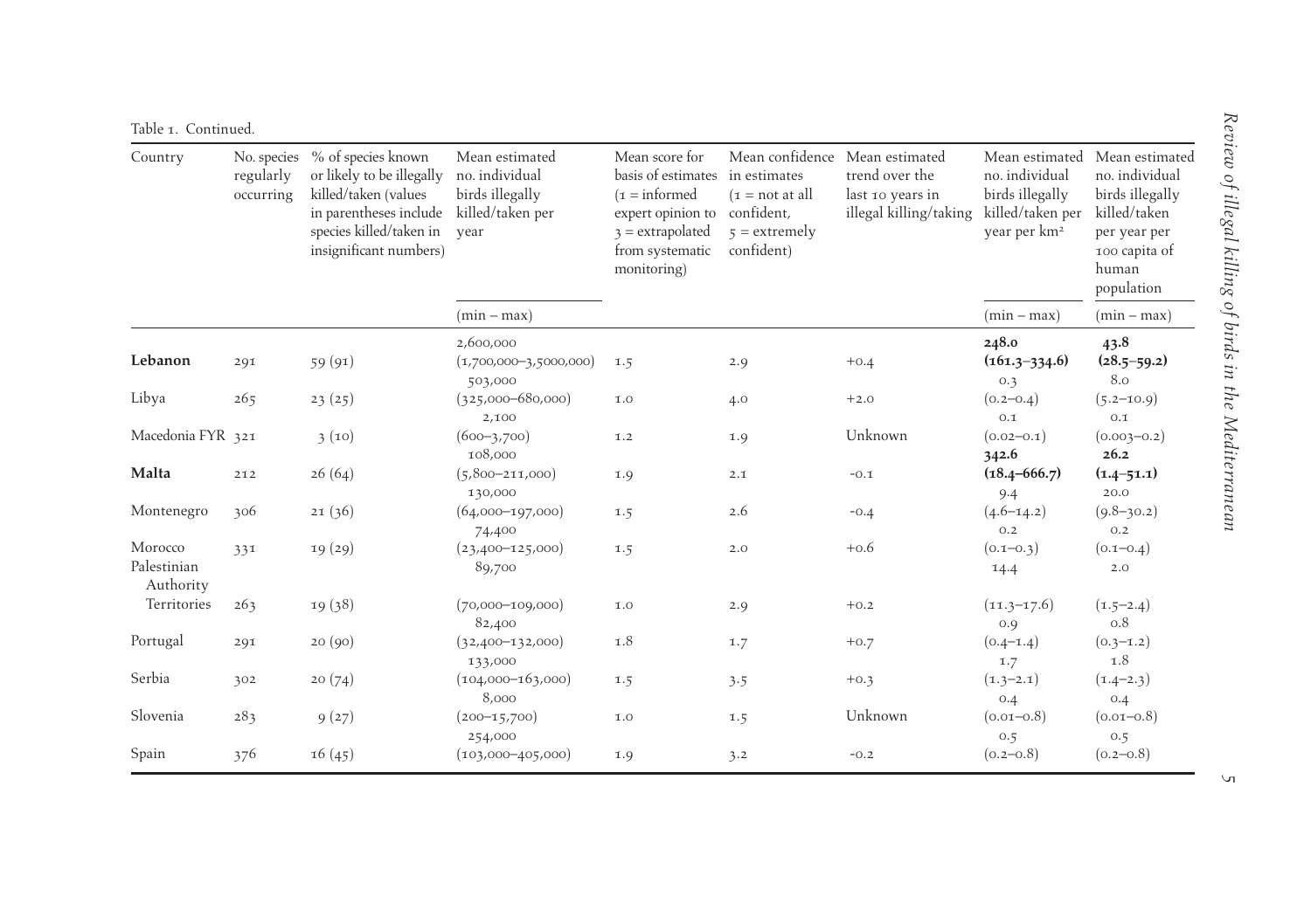Table 1. Continued.

| Country | No. species regularly occurring | % of species known or likely to be illegally killed/taken (values in parentheses include species killed/taken in insignificant numbers) | Mean estimated no. individual birds illegally killed/taken per year | Mean score for basis of estimates (1 = informed expert opinion to 3 = extrapolated from systematic monitoring) | Mean confidence in estimates (1 = not at all confident, 5 = extremely confident) | Mean estimated trend over the last 10 years in illegal killing/taking | Mean estimated no. individual birds illegally killed/taken per year per km² | Mean estimated no. individual birds illegally killed/taken per year per 100 capita of human population |
|---|---|---|---|---|---|---|---|---|
| | | | (min – max) | | | | (min – max) | (min – max) |
| **Lebanon** | 291 | 59 (91) | 2,600,000 (1,700,000–3,5000,000) | 1.5 | 2.9 | +0.4 | **248.0 (161.3–334.6)** | **43.8 (28.5–59.2)** |
| Libya | 265 | 23 (25) | 503,000 (325,000–680,000) | 1.0 | 4.0 | +2.0 | 0.3 (0.2–0.4) | 8.0 (5.2–10.9) |
| Macedonia FYR | 321 | 3 (10) | 2,100 (600–3,700) | 1.2 | 1.9 | Unknown | 0.1 (0.02–0.1) | 0.1 (0.003–0.2) |
| **Malta** | 212 | 26 (64) | 108,000 (5,800–211,000) | 1.9 | 2.1 | -0.1 | **342.6 (18.4–666.7)** | **26.2 (1.4–51.1)** |
| Montenegro | 306 | 21 (36) | 130,000 (64,000–197,000) | 1.5 | 2.6 | -0.4 | 9.4 (4.6–14.2) | 20.0 (9.8–30.2) |
| Morocco | 331 | 19 (29) | 74,400 (23,400–125,000) | 1.5 | 2.0 | +0.6 | 0.2 (0.1–0.3) | 0.2 (0.1–0.4) |
| Palestinian Authority Territories | 263 | 19 (38) | 89,700 (70,000–109,000) | 1.0 | 2.9 | +0.2 | 14.4 (11.3–17.6) | 2.0 (1.5–2.4) |
| Portugal | 291 | 20 (90) | 82,400 (32,400–132,000) | 1.8 | 1.7 | +0.7 | 0.9 (0.4–1.4) | 0.8 (0.3–1.2) |
| Serbia | 302 | 20 (74) | 133,000 (104,000–163,000) | 1.5 | 3.5 | +0.3 | 1.7 (1.3–2.1) | 1.8 (1.4–2.3) |
| Slovenia | 283 | 9 (27) | 8,000 (200–15,700) | 1.0 | 1.5 | Unknown | 0.4 (0.01–0.8) | 0.4 (0.01–0.8) |
| Spain | 376 | 16 (45) | 254,000 (103,000–405,000) | 1.9 | 3.2 | -0.2 | 0.5 (0.2–0.8) | 0.5 (0.2–0.8) |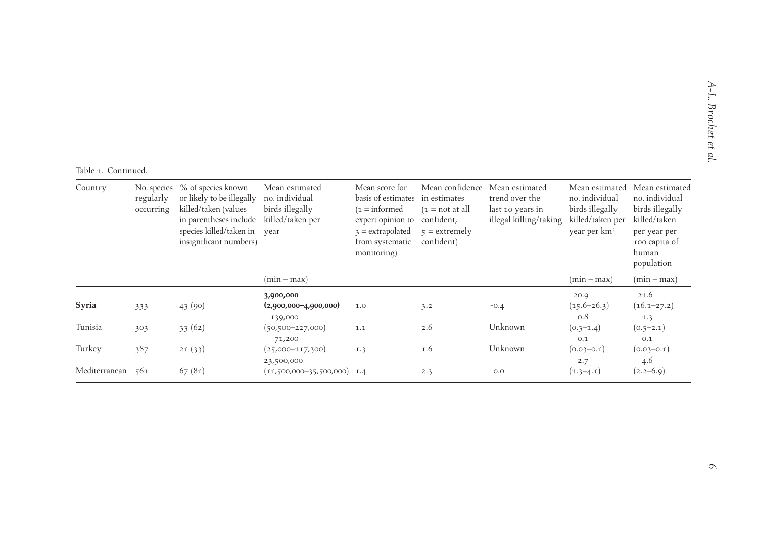Table 1. Continued.

| Country | No. species regularly occurring | % of species known or likely to be illegally killed/taken (values in parentheses include species killed/taken in insignificant numbers) | Mean estimated no. individual birds illegally killed/taken per year | Mean score for basis of estimates (1 = informed expert opinion to 3 = extrapolated from systematic monitoring) | Mean confidence in estimates (1 = not at all confident, 5 = extremely confident) | Mean estimated trend over the last 10 years in illegal killing/taking | Mean estimated no. individual birds illegally killed/taken per year per km² | Mean estimated no. individual birds illegally killed/taken per year per 100 capita of human population |
|---|---|---|---|---|---|---|---|---|
| | | | (min – max) | | | | (min – max) | (min – max) |
| **Syria** | 333 | 43 (90) | **3,900,000 (2,900,000–4,900,000)** | 1.0 | 3.2 | -0.4 | 20.9 (15.6–26.3) | 21.6 (16.1–27.2) |
| Tunisia | 303 | 33 (62) | 139,000 (50,500–227,000) | 1.1 | 2.6 | Unknown | 0.8 (0.3–1.4) | 1.3 (0.5–2.1) |
| Turkey | 387 | 21 (33) | 71,200 (25,000–117,300) | 1.3 | 1.6 | Unknown | 0.1 (0.03–0.1) | 0.1 (0.03–0.1) |
| Mediterranean | 561 | 67 (81) | 23,500,000 (11,500,000–35,500,000) | 1.4 | 2.3 | 0.0 | 2.7 (1.3–4.1) | 4.6 (2.2–6.9) |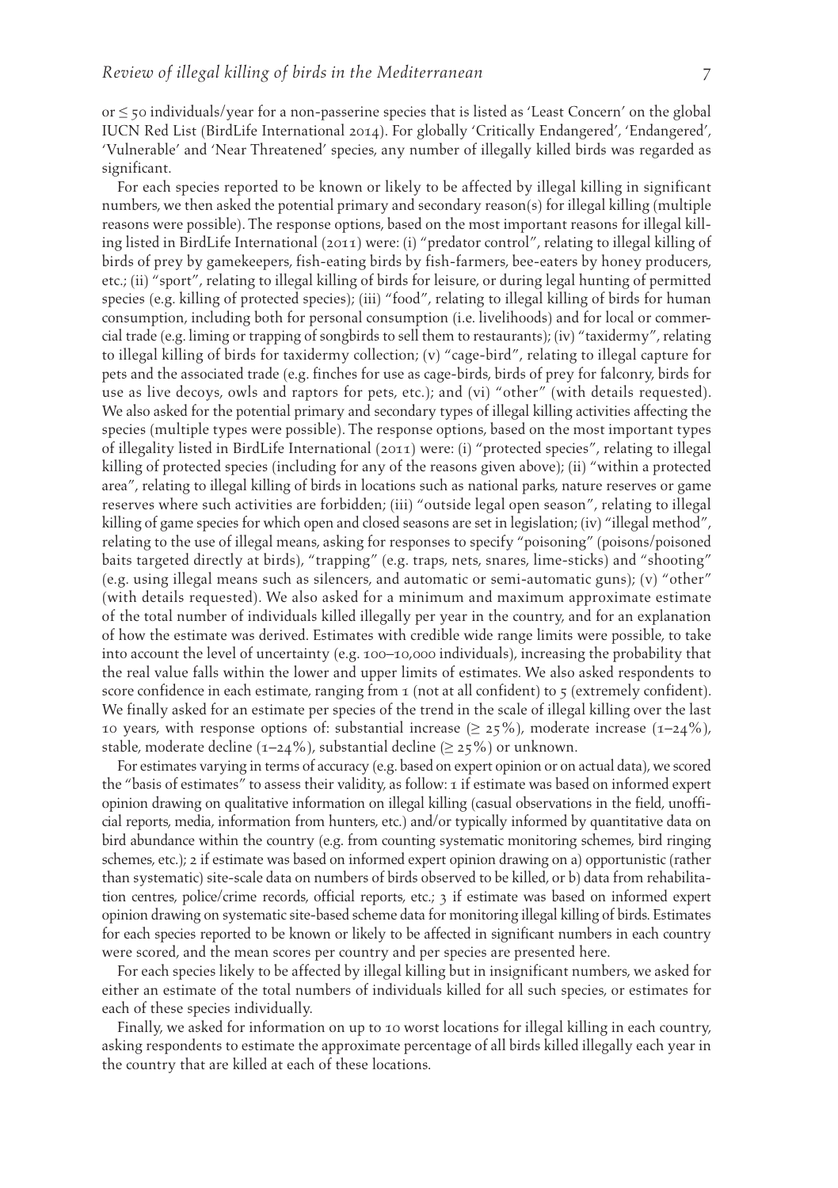or $\leq$ 50 individuals/year for a non-passerine species that is listed as 'Least Concern' on the global IUCN Red List (BirdLife International 2014). For globally 'Critically Endangered', 'Endangered', 'Vulnerable' and 'Near Threatened' species, any number of illegally killed birds was regarded as significant.

For each species reported to be known or likely to be affected by illegal killing in significant numbers, we then asked the potential primary and secondary reason(s) for illegal killing (multiple reasons were possible). The response options, based on the most important reasons for illegal killing listed in BirdLife International (2011) were: (i) "predator control", relating to illegal killing of birds of prey by gamekeepers, fish-eating birds by fish-farmers, bee-eaters by honey producers, etc.; (ii) "sport", relating to illegal killing of birds for leisure, or during legal hunting of permitted species (e.g. killing of protected species); (iii) "food", relating to illegal killing of birds for human consumption, including both for personal consumption (i.e. livelihoods) and for local or commercial trade (e.g. liming or trapping of songbirds to sell them to restaurants); (iv) "taxidermy", relating to illegal killing of birds for taxidermy collection; (v) "cage-bird", relating to illegal capture for pets and the associated trade (e.g. finches for use as cage-birds, birds of prey for falconry, birds for use as live decoys, owls and raptors for pets, etc.); and (vi) "other" (with details requested). We also asked for the potential primary and secondary types of illegal killing activities affecting the species (multiple types were possible). The response options, based on the most important types of illegality listed in BirdLife International (2011) were: (i) "protected species", relating to illegal killing of protected species (including for any of the reasons given above); (ii) "within a protected area", relating to illegal killing of birds in locations such as national parks, nature reserves or game reserves where such activities are forbidden; (iii) "outside legal open season", relating to illegal killing of game species for which open and closed seasons are set in legislation; (iv) "illegal method", relating to the use of illegal means, asking for responses to specify "poisoning" (poisons/poisoned baits targeted directly at birds), "trapping" (e.g. traps, nets, snares, lime-sticks) and "shooting" (e.g. using illegal means such as silencers, and automatic or semi-automatic guns); (v) "other" (with details requested). We also asked for a minimum and maximum approximate estimate of the total number of individuals killed illegally per year in the country, and for an explanation of how the estimate was derived. Estimates with credible wide range limits were possible, to take into account the level of uncertainty (e.g. 100–10,000 individuals), increasing the probability that the real value falls within the lower and upper limits of estimates. We also asked respondents to score confidence in each estimate, ranging from 1 (not at all confident) to 5 (extremely confident). We finally asked for an estimate per species of the trend in the scale of illegal killing over the last 10 years, with response options of: substantial increase ($\geq$ 25%), moderate increase (1–24%), stable, moderate decline (1–24%), substantial decline ($\geq$ 25%) or unknown.

For estimates varying in terms of accuracy (e.g. based on expert opinion or on actual data), we scored the "basis of estimates" to assess their validity, as follow: 1 if estimate was based on informed expert opinion drawing on qualitative information on illegal killing (casual observations in the field, unofficial reports, media, information from hunters, etc.) and/or typically informed by quantitative data on bird abundance within the country (e.g. from counting systematic monitoring schemes, bird ringing schemes, etc.); 2 if estimate was based on informed expert opinion drawing on a) opportunistic (rather than systematic) site-scale data on numbers of birds observed to be killed, or b) data from rehabilitation centres, police/crime records, official reports, etc.; 3 if estimate was based on informed expert opinion drawing on systematic site-based scheme data for monitoring illegal killing of birds. Estimates for each species reported to be known or likely to be affected in significant numbers in each country were scored, and the mean scores per country and per species are presented here.

For each species likely to be affected by illegal killing but in insignificant numbers, we asked for either an estimate of the total numbers of individuals killed for all such species, or estimates for each of these species individually.

Finally, we asked for information on up to 10 worst locations for illegal killing in each country, asking respondents to estimate the approximate percentage of all birds killed illegally each year in the country that are killed at each of these locations.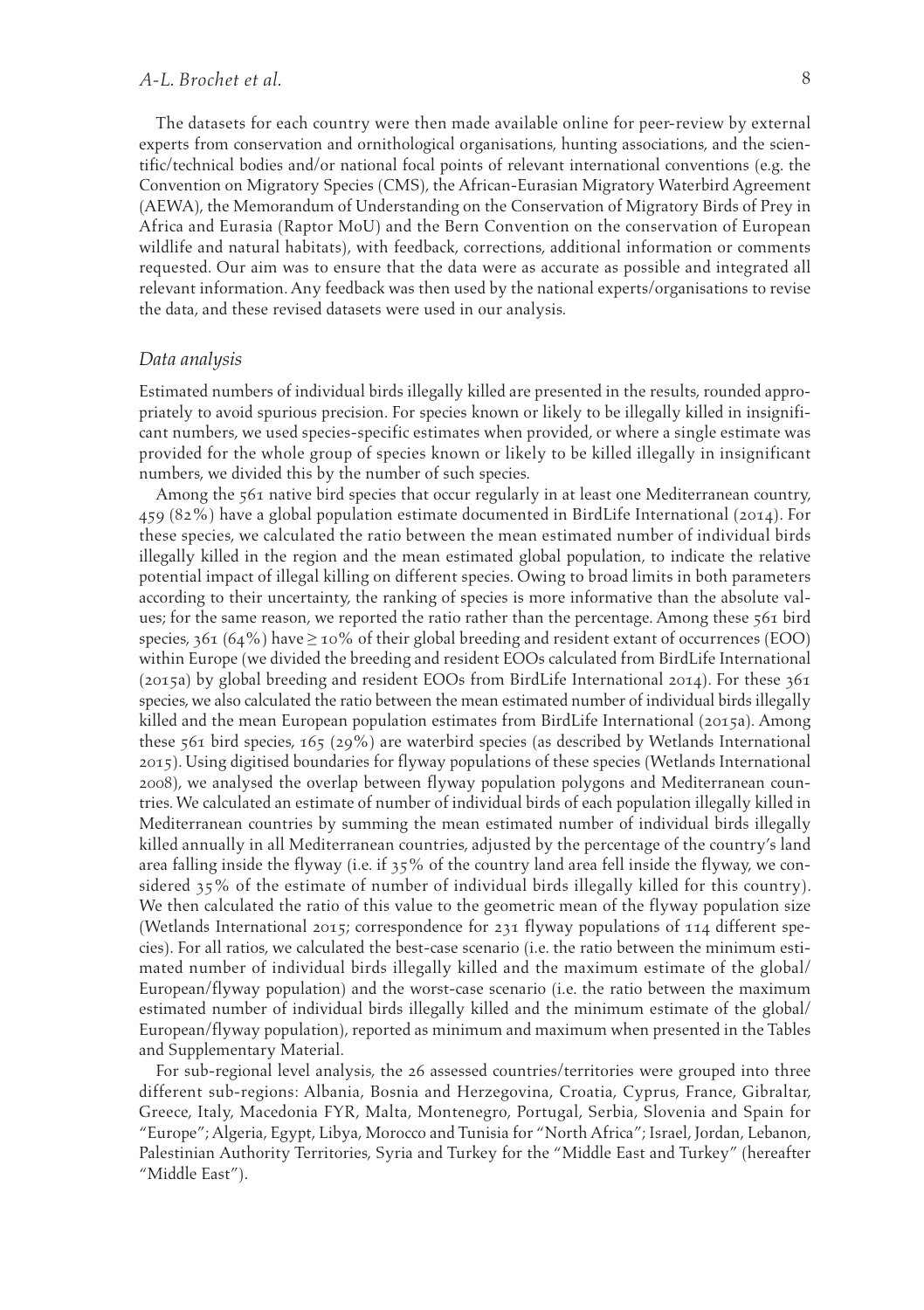The datasets for each country were then made available online for peer-review by external experts from conservation and ornithological organisations, hunting associations, and the scientific/technical bodies and/or national focal points of relevant international conventions (e.g. the Convention on Migratory Species (CMS), the African-Eurasian Migratory Waterbird Agreement (AEWA), the Memorandum of Understanding on the Conservation of Migratory Birds of Prey in Africa and Eurasia (Raptor MoU) and the Bern Convention on the conservation of European wildlife and natural habitats), with feedback, corrections, additional information or comments requested. Our aim was to ensure that the data were as accurate as possible and integrated all relevant information. Any feedback was then used by the national experts/organisations to revise the data, and these revised datasets were used in our analysis.

### *Data analysis*

Estimated numbers of individual birds illegally killed are presented in the results, rounded appropriately to avoid spurious precision. For species known or likely to be illegally killed in insignificant numbers, we used species-specific estimates when provided, or where a single estimate was provided for the whole group of species known or likely to be killed illegally in insignificant numbers, we divided this by the number of such species.

Among the 561 native bird species that occur regularly in at least one Mediterranean country, 459 (82%) have a global population estimate documented in BirdLife International (2014). For these species, we calculated the ratio between the mean estimated number of individual birds illegally killed in the region and the mean estimated global population, to indicate the relative potential impact of illegal killing on different species. Owing to broad limits in both parameters according to their uncertainty, the ranking of species is more informative than the absolute values; for the same reason, we reported the ratio rather than the percentage. Among these 561 bird species, 361 (64%) have $\geq$ 10% of their global breeding and resident extant of occurrences (EOO) within Europe (we divided the breeding and resident EOOs calculated from BirdLife International (2015a) by global breeding and resident EOOs from BirdLife International 2014). For these 361 species, we also calculated the ratio between the mean estimated number of individual birds illegally killed and the mean European population estimates from BirdLife International (2015a). Among these 561 bird species, 165 (29%) are waterbird species (as described by Wetlands International 2015). Using digitised boundaries for flyway populations of these species (Wetlands International 2008), we analysed the overlap between flyway population polygons and Mediterranean countries. We calculated an estimate of number of individual birds of each population illegally killed in Mediterranean countries by summing the mean estimated number of individual birds illegally killed annually in all Mediterranean countries, adjusted by the percentage of the country's land area falling inside the flyway (i.e. if 35% of the country land area fell inside the flyway, we considered 35% of the estimate of number of individual birds illegally killed for this country). We then calculated the ratio of this value to the geometric mean of the flyway population size (Wetlands International 2015; correspondence for 231 flyway populations of 114 different species). For all ratios, we calculated the best-case scenario (i.e. the ratio between the minimum estimated number of individual birds illegally killed and the maximum estimate of the global/European/flyway population) and the worst-case scenario (i.e. the ratio between the maximum estimated number of individual birds illegally killed and the minimum estimate of the global/European/flyway population), reported as minimum and maximum when presented in the Tables and Supplementary Material.

For sub-regional level analysis, the 26 assessed countries/territories were grouped into three different sub-regions: Albania, Bosnia and Herzegovina, Croatia, Cyprus, France, Gibraltar, Greece, Italy, Macedonia FYR, Malta, Montenegro, Portugal, Serbia, Slovenia and Spain for "Europe"; Algeria, Egypt, Libya, Morocco and Tunisia for "North Africa"; Israel, Jordan, Lebanon, Palestinian Authority Territories, Syria and Turkey for the "Middle East and Turkey" (hereafter "Middle East").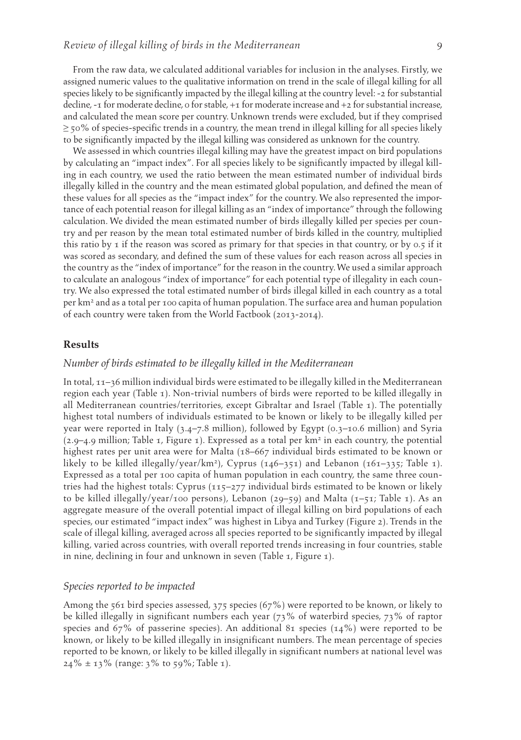From the raw data, we calculated additional variables for inclusion in the analyses. Firstly, we assigned numeric values to the qualitative information on trend in the scale of illegal killing for all species likely to be significantly impacted by the illegal killing at the country level: -2 for substantial decline, -1 for moderate decline, 0 for stable, +1 for moderate increase and +2 for substantial increase, and calculated the mean score per country. Unknown trends were excluded, but if they comprised ≥ 50% of species-specific trends in a country, the mean trend in illegal killing for all species likely to be significantly impacted by the illegal killing was considered as unknown for the country.

We assessed in which countries illegal killing may have the greatest impact on bird populations by calculating an "impact index". For all species likely to be significantly impacted by illegal killing in each country, we used the ratio between the mean estimated number of individual birds illegally killed in the country and the mean estimated global population, and defined the mean of these values for all species as the "impact index" for the country. We also represented the importance of each potential reason for illegal killing as an "index of importance" through the following calculation. We divided the mean estimated number of birds illegally killed per species per country and per reason by the mean total estimated number of birds killed in the country, multiplied this ratio by 1 if the reason was scored as primary for that species in that country, or by 0.5 if it was scored as secondary, and defined the sum of these values for each reason across all species in the country as the "index of importance" for the reason in the country. We used a similar approach to calculate an analogous "index of importance" for each potential type of illegality in each country. We also expressed the total estimated number of birds illegal killed in each country as a total per km² and as a total per 100 capita of human population. The surface area and human population of each country were taken from the World Factbook (2013-2014).

## Results

### *Number of birds estimated to be illegally killed in the Mediterranean*

In total, 11–36 million individual birds were estimated to be illegally killed in the Mediterranean region each year (Table 1). Non-trivial numbers of birds were reported to be killed illegally in all Mediterranean countries/territories, except Gibraltar and Israel (Table 1). The potentially highest total numbers of individuals estimated to be known or likely to be illegally killed per year were reported in Italy (3.4–7.8 million), followed by Egypt (0.3–10.6 million) and Syria (2.9–4.9 million; Table 1, Figure 1). Expressed as a total per km² in each country, the potential highest rates per unit area were for Malta (18–667 individual birds estimated to be known or likely to be killed illegally/year/km²), Cyprus (146–351) and Lebanon (161–335; Table 1). Expressed as a total per 100 capita of human population in each country, the same three countries had the highest totals: Cyprus (115–277 individual birds estimated to be known or likely to be killed illegally/year/100 persons), Lebanon (29–59) and Malta (1–51; Table 1). As an aggregate measure of the overall potential impact of illegal killing on bird populations of each species, our estimated "impact index" was highest in Libya and Turkey (Figure 2). Trends in the scale of illegal killing, averaged across all species reported to be significantly impacted by illegal killing, varied across countries, with overall reported trends increasing in four countries, stable in nine, declining in four and unknown in seven (Table 1, Figure 1).

### *Species reported to be impacted*

Among the 561 bird species assessed, 375 species (67%) were reported to be known, or likely to be killed illegally in significant numbers each year (73% of waterbird species, 73% of raptor species and 67% of passerine species). An additional 81 species (14%) were reported to be known, or likely to be killed illegally in insignificant numbers. The mean percentage of species reported to be known, or likely to be killed illegally in significant numbers at national level was 24% ± 13% (range: 3% to 59%; Table 1).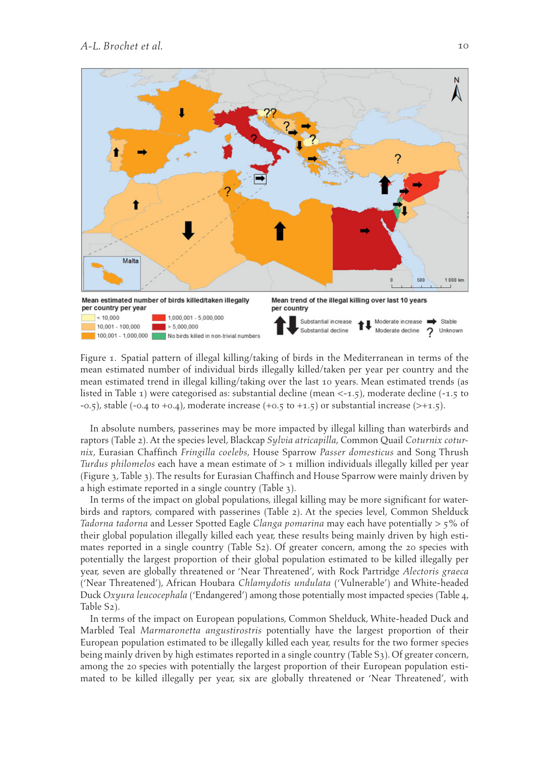Figure 1. Spatial pattern of illegal killing/taking of birds in the Mediterranean in terms of the mean estimated number of individual birds illegally killed/taken per year per country and the mean estimated trend in illegal killing/taking over the last 10 years. Mean estimated trends (as listed in Table 1) were categorised as: substantial decline (mean <-1.5), moderate decline (-1.5 to -0.5), stable (-0.4 to +0.4), moderate increase (+0.5 to +1.5) or substantial increase (>+1.5).

In absolute numbers, passerines may be more impacted by illegal killing than waterbirds and raptors (Table 2). At the species level, Blackcap *Sylvia atricapilla*, Common Quail *Coturnix coturnix*, Eurasian Chaffinch *Fringilla coelebs*, House Sparrow *Passer domesticus* and Song Thrush *Turdus philomelos* each have a mean estimate of > 1 million individuals illegally killed per year (Figure 3, Table 3). The results for Eurasian Chaffinch and House Sparrow were mainly driven by a high estimate reported in a single country (Table 3).

In terms of the impact on global populations, illegal killing may be more significant for waterbirds and raptors, compared with passerines (Table 2). At the species level, Common Shelduck *Tadorna tadorna* and Lesser Spotted Eagle *Clanga pomarina* may each have potentially > 5% of their global population illegally killed each year, these results being mainly driven by high estimates reported in a single country (Table S2). Of greater concern, among the 20 species with potentially the largest proportion of their global population estimated to be killed illegally per year, seven are globally threatened or 'Near Threatened', with Rock Partridge *Alectoris graeca* ('Near Threatened'), African Houbara *Chlamydotis undulata* ('Vulnerable') and White-headed Duck *Oxyura leucocephala* ('Endangered') among those potentially most impacted species (Table 4, Table S2).

In terms of the impact on European populations, Common Shelduck, White-headed Duck and Marbled Teal *Marmaronetta angustirostris* potentially have the largest proportion of their European population estimated to be illegally killed each year, results for the two former species being mainly driven by high estimates reported in a single country (Table S3). Of greater concern, among the 20 species with potentially the largest proportion of their European population estimated to be killed illegally per year, six are globally threatened or 'Near Threatened', with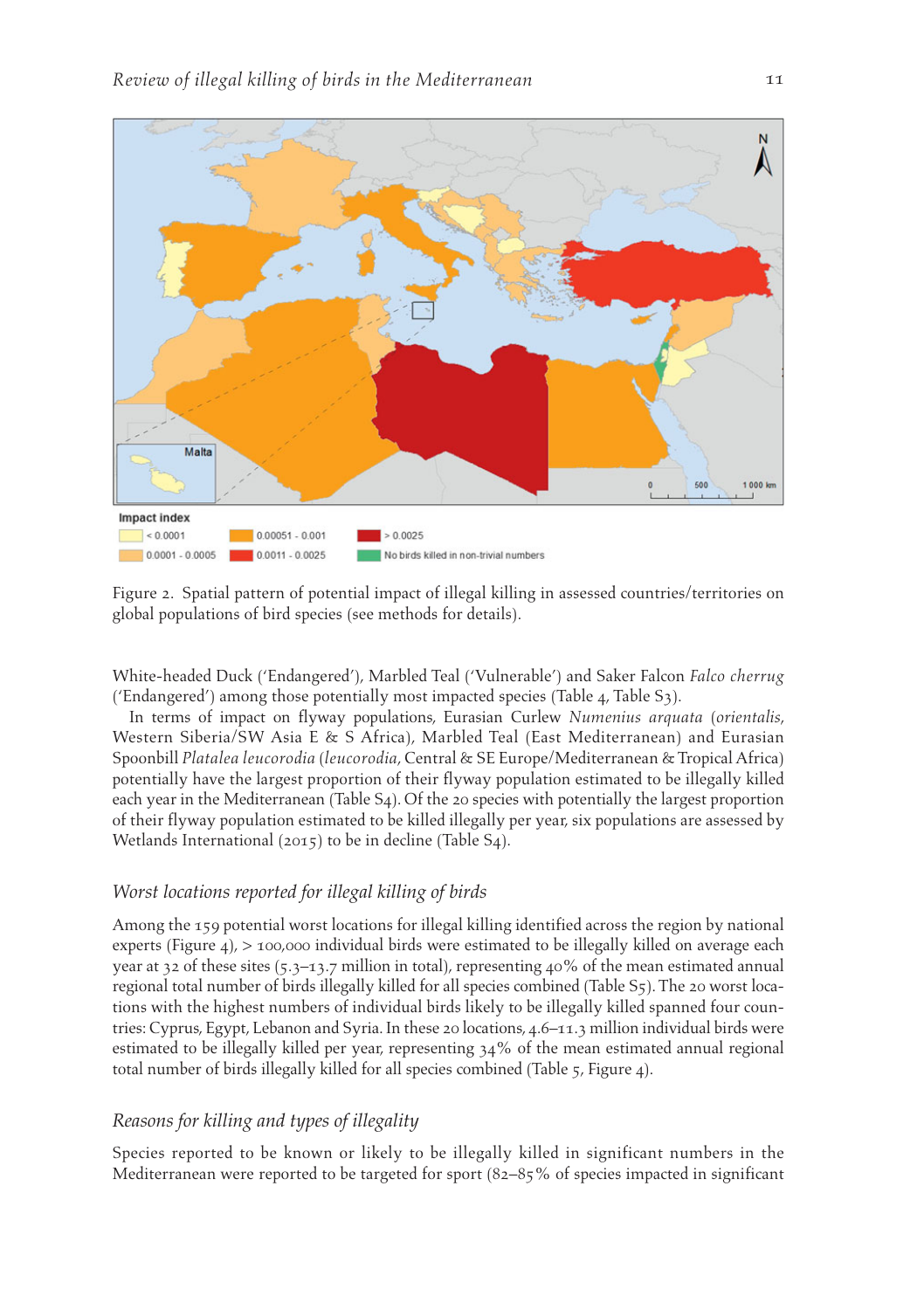Figure 2. Spatial pattern of potential impact of illegal killing in assessed countries/territories on global populations of bird species (see methods for details).

White-headed Duck ('Endangered'), Marbled Teal ('Vulnerable') and Saker Falcon *Falco cherrug* ('Endangered') among those potentially most impacted species (Table 4, Table S3).

In terms of impact on flyway populations, Eurasian Curlew *Numenius arquata* (*orientalis*, Western Siberia/SW Asia E & S Africa), Marbled Teal (East Mediterranean) and Eurasian Spoonbill *Platalea leucorodia* (*leucorodia*, Central & SE Europe/Mediterranean & Tropical Africa) potentially have the largest proportion of their flyway population estimated to be illegally killed each year in the Mediterranean (Table S4). Of the 20 species with potentially the largest proportion of their flyway population estimated to be killed illegally per year, six populations are assessed by Wetlands International (2015) to be in decline (Table S4).

## Worst locations reported for illegal killing of birds

Among the 159 potential worst locations for illegal killing identified across the region by national experts (Figure 4), > 100,000 individual birds were estimated to be illegally killed on average each year at 32 of these sites (5.3–13.7 million in total), representing 40% of the mean estimated annual regional total number of birds illegally killed for all species combined (Table S5). The 20 worst locations with the highest numbers of individual birds likely to be illegally killed spanned four countries: Cyprus, Egypt, Lebanon and Syria. In these 20 locations, 4.6–11.3 million individual birds were estimated to be illegally killed per year, representing 34% of the mean estimated annual regional total number of birds illegally killed for all species combined (Table 5, Figure 4).

## Reasons for killing and types of illegality

Species reported to be known or likely to be illegally killed in significant numbers in the Mediterranean were reported to be targeted for sport (82–85% of species impacted in significant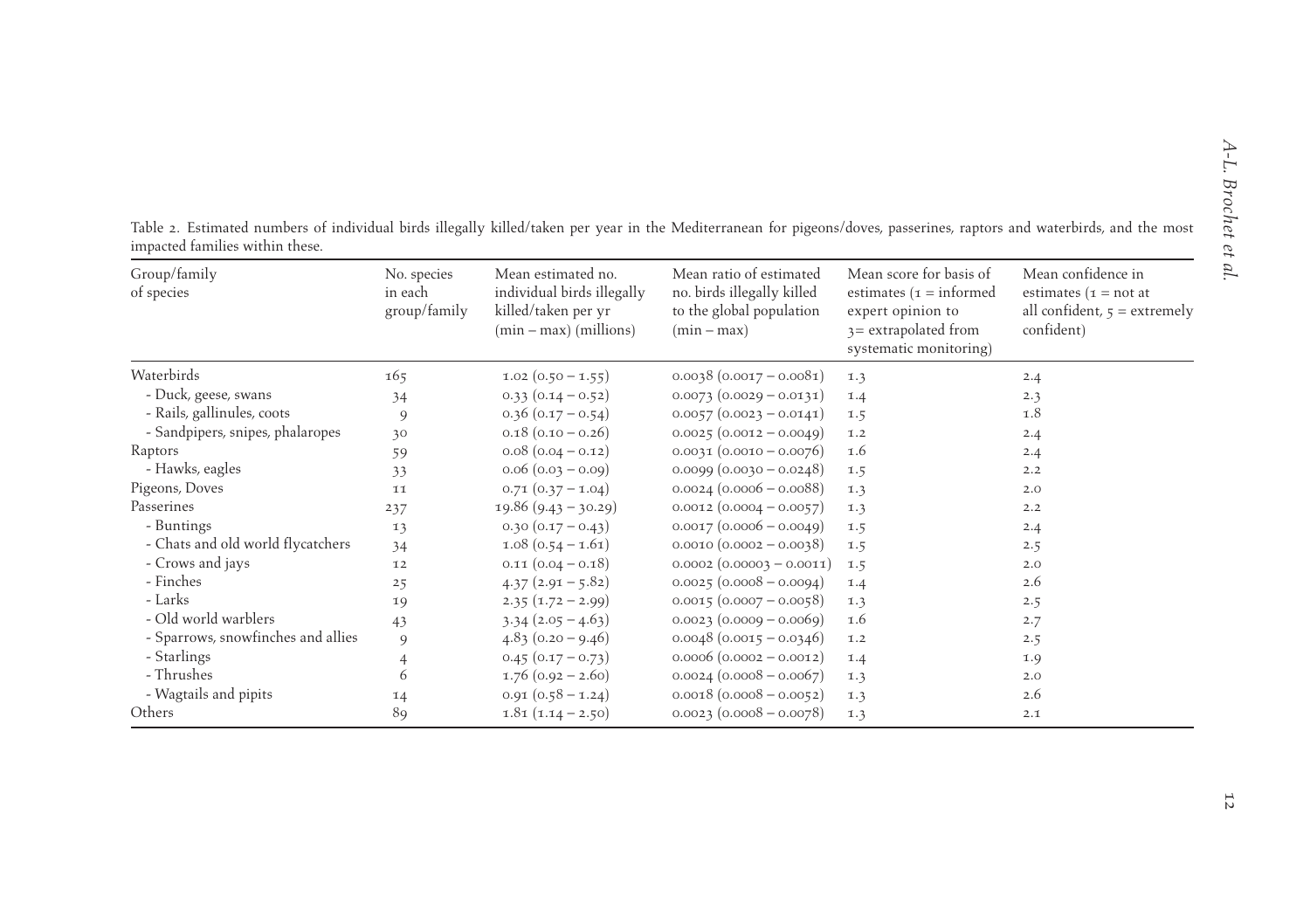Table 2. Estimated numbers of individual birds illegally killed/taken per year in the Mediterranean for pigeons/doves, passerines, raptors and waterbirds, and the most impacted families within these.

| Group/family of species | No. species in each group/family | Mean estimated no. individual birds illegally killed/taken per yr (min – max) (millions) | Mean ratio of estimated no. birds illegally killed to the global population (min – max) | Mean score for basis of estimates (1 = informed expert opinion to 3= extrapolated from systematic monitoring) | Mean confidence in estimates (1 = not at all confident, 5 = extremely confident) |
|---|---|---|---|---|---|
| Waterbirds | 165 | 1.02 (0.50 – 1.55) | 0.0038 (0.0017 – 0.0081) | 1.3 | 2.4 |
| - Duck, geese, swans | 34 | 0.33 (0.14 – 0.52) | 0.0073 (0.0029 – 0.0131) | 1.4 | 2.3 |
| - Rails, gallinules, coots | 9 | 0.36 (0.17 – 0.54) | 0.0057 (0.0023 – 0.0141) | 1.5 | 1.8 |
| - Sandpipers, snipes, phalaropes | 30 | 0.18 (0.10 – 0.26) | 0.0025 (0.0012 – 0.0049) | 1.2 | 2.4 |
| Raptors | 59 | 0.08 (0.04 – 0.12) | 0.0031 (0.0010 – 0.0076) | 1.6 | 2.4 |
| - Hawks, eagles | 33 | 0.06 (0.03 – 0.09) | 0.0099 (0.0030 – 0.0248) | 1.5 | 2.2 |
| Pigeons, Doves | 11 | 0.71 (0.37 – 1.04) | 0.0024 (0.0006 – 0.0088) | 1.3 | 2.0 |
| Passerines | 237 | 19.86 (9.43 – 30.29) | 0.0012 (0.0004 – 0.0057) | 1.3 | 2.2 |
| - Buntings | 13 | 0.30 (0.17 – 0.43) | 0.0017 (0.0006 – 0.0049) | 1.5 | 2.4 |
| - Chats and old world flycatchers | 34 | 1.08 (0.54 – 1.61) | 0.0010 (0.0002 – 0.0038) | 1.5 | 2.5 |
| - Crows and jays | 12 | 0.11 (0.04 – 0.18) | 0.0002 (0.00003 – 0.0011) | 1.5 | 2.0 |
| - Finches | 25 | 4.37 (2.91 – 5.82) | 0.0025 (0.0008 – 0.0094) | 1.4 | 2.6 |
| - Larks | 19 | 2.35 (1.72 – 2.99) | 0.0015 (0.0007 – 0.0058) | 1.3 | 2.5 |
| - Old world warblers | 43 | 3.34 (2.05 – 4.63) | 0.0023 (0.0009 – 0.0069) | 1.6 | 2.7 |
| - Sparrows, snowfinches and allies | 9 | 4.83 (0.20 – 9.46) | 0.0048 (0.0015 – 0.0346) | 1.2 | 2.5 |
| - Starlings | 4 | 0.45 (0.17 – 0.73) | 0.0006 (0.0002 – 0.0012) | 1.4 | 1.9 |
| - Thrushes | 6 | 1.76 (0.92 – 2.60) | 0.0024 (0.0008 – 0.0067) | 1.3 | 2.0 |
| - Wagtails and pipits | 14 | 0.91 (0.58 – 1.24) | 0.0018 (0.0008 – 0.0052) | 1.3 | 2.6 |
| Others | 89 | 1.81 (1.14 – 2.50) | 0.0023 (0.0008 – 0.0078) | 1.3 | 2.1 |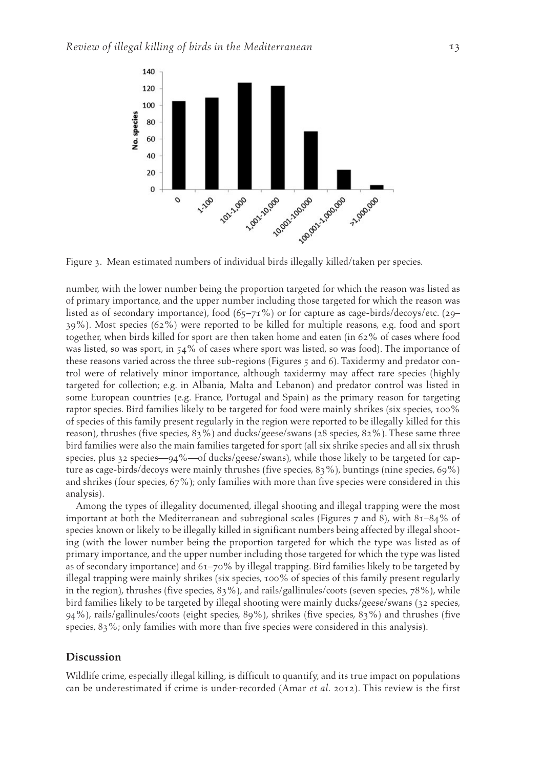Figure 3. Mean estimated numbers of individual birds illegally killed/taken per species.

number, with the lower number being the proportion targeted for which the reason was listed as of primary importance, and the upper number including those targeted for which the reason was listed as of secondary importance), food (65–71%) or for capture as cage-birds/decoys/etc. (29–39%). Most species (62%) were reported to be killed for multiple reasons, e.g. food and sport together, when birds killed for sport are then taken home and eaten (in 62% of cases where food was listed, so was sport, in 54% of cases where sport was listed, so was food). The importance of these reasons varied across the three sub-regions (Figures 5 and 6). Taxidermy and predator control were of relatively minor importance, although taxidermy may affect rare species (highly targeted for collection; e.g. in Albania, Malta and Lebanon) and predator control was listed in some European countries (e.g. France, Portugal and Spain) as the primary reason for targeting raptor species. Bird families likely to be targeted for food were mainly shrikes (six species, 100% of species of this family present regularly in the region were reported to be illegally killed for this reason), thrushes (five species, 83%) and ducks/geese/swans (28 species, 82%). These same three bird families were also the main families targeted for sport (all six shrike species and all six thrush species, plus 32 species—94%—of ducks/geese/swans), while those likely to be targeted for capture as cage-birds/decoys were mainly thrushes (five species, 83%), buntings (nine species, 69%) and shrikes (four species, 67%); only families with more than five species were considered in this analysis).

Among the types of illegality documented, illegal shooting and illegal trapping were the most important at both the Mediterranean and subregional scales (Figures 7 and 8), with 81–84% of species known or likely to be illegally killed in significant numbers being affected by illegal shooting (with the lower number being the proportion targeted for which the type was listed as of primary importance, and the upper number including those targeted for which the type was listed as of secondary importance) and 61–70% by illegal trapping. Bird families likely to be targeted by illegal trapping were mainly shrikes (six species, 100% of species of this family present regularly in the region), thrushes (five species, 83%), and rails/gallinules/coots (seven species, 78%), while bird families likely to be targeted by illegal shooting were mainly ducks/geese/swans (32 species, 94%), rails/gallinules/coots (eight species, 89%), shrikes (five species, 83%) and thrushes (five species, 83%; only families with more than five species were considered in this analysis).

## Discussion

Wildlife crime, especially illegal killing, is difficult to quantify, and its true impact on populations can be underestimated if crime is under-recorded (Amar *et al.* 2012). This review is the first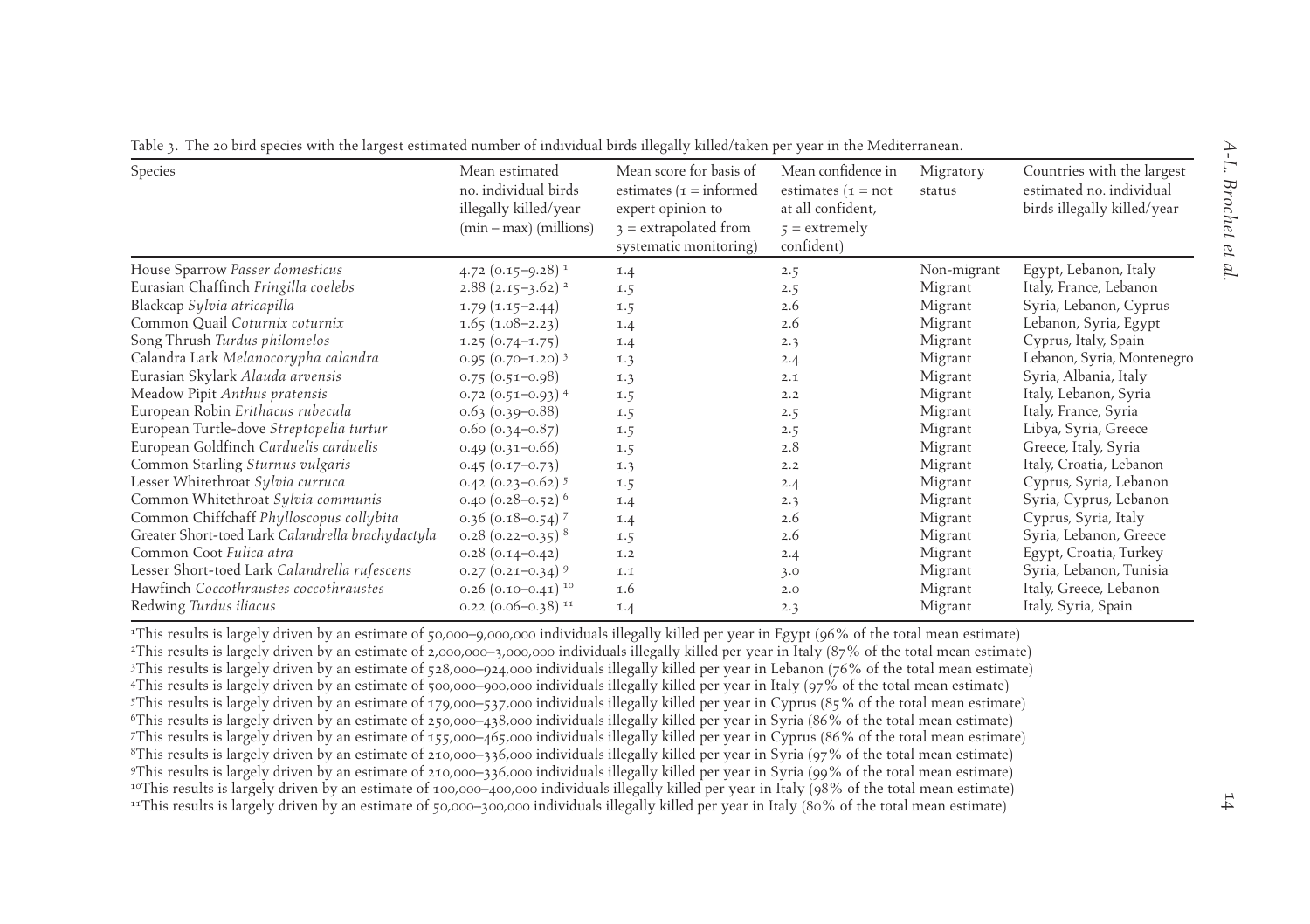Table 3. The 20 bird species with the largest estimated number of individual birds illegally killed/taken per year in the Mediterranean.

| Species | Mean estimated no. individual birds illegally killed/year (min – max) (millions) | Mean score for basis of estimates (1 = informed expert opinion to 3 = extrapolated from systematic monitoring) | Mean confidence in estimates (1 = not at all confident, 5 = extremely confident) | Migratory status | Countries with the largest estimated no. individual birds illegally killed/year |
|---|---|---|---|---|---|
| House Sparrow *Passer domesticus* | 4.72 (0.15–9.28) [1] | 1.4 | 2.5 | Non-migrant | Egypt, Lebanon, Italy |
| Eurasian Chaffinch *Fringilla coelebs* | 2.88 (2.15–3.62) [2] | 1.5 | 2.5 | Migrant | Italy, France, Lebanon |
| Blackcap *Sylvia atricapilla* | 1.79 (1.15–2.44) | 1.5 | 2.6 | Migrant | Syria, Lebanon, Cyprus |
| Common Quail *Coturnix coturnix* | 1.65 (1.08–2.23) | 1.4 | 2.6 | Migrant | Lebanon, Syria, Egypt |
| Song Thrush *Turdus philomelos* | 1.25 (0.74–1.75) | 1.4 | 2.3 | Migrant | Cyprus, Italy, Spain |
| Calandra Lark *Melanocorypha calandra* | 0.95 (0.70–1.20) [3] | 1.3 | 2.4 | Migrant | Lebanon, Syria, Montenegro |
| Eurasian Skylark *Alauda arvensis* | 0.75 (0.51–0.98) | 1.3 | 2.1 | Migrant | Syria, Albania, Italy |
| Meadow Pipit *Anthus pratensis* | 0.72 (0.51–0.93) [4] | 1.5 | 2.2 | Migrant | Italy, Lebanon, Syria |
| European Robin *Erithacus rubecula* | 0.63 (0.39–0.88) | 1.5 | 2.5 | Migrant | Italy, France, Syria |
| European Turtle-dove *Streptopelia turtur* | 0.60 (0.34–0.87) | 1.5 | 2.5 | Migrant | Libya, Syria, Greece |
| European Goldfinch *Carduelis carduelis* | 0.49 (0.31–0.66) | 1.5 | 2.8 | Migrant | Greece, Italy, Syria |
| Common Starling *Sturnus vulgaris* | 0.45 (0.17–0.73) | 1.3 | 2.2 | Migrant | Italy, Croatia, Lebanon |
| Lesser Whitethroat *Sylvia curruca* | 0.42 (0.23–0.62) [5] | 1.5 | 2.4 | Migrant | Cyprus, Syria, Lebanon |
| Common Whitethroat *Sylvia communis* | 0.40 (0.28–0.52) [6] | 1.4 | 2.3 | Migrant | Syria, Cyprus, Lebanon |
| Common Chiffchaff *Phylloscopus collybita* | 0.36 (0.18–0.54) [7] | 1.4 | 2.6 | Migrant | Cyprus, Syria, Italy |
| Greater Short-toed Lark *Calandrella brachydactyla* | 0.28 (0.22–0.35) [8] | 1.5 | 2.6 | Migrant | Syria, Lebanon, Greece |
| Common Coot *Fulica atra* | 0.28 (0.14–0.42) | 1.2 | 2.4 | Migrant | Egypt, Croatia, Turkey |
| Lesser Short-toed Lark *Calandrella rufescens* | 0.27 (0.21–0.34) [9] | 1.1 | 3.0 | Migrant | Syria, Lebanon, Tunisia |
| Hawfinch *Coccothraustes coccothraustes* | 0.26 (0.10–0.41) [10] | 1.6 | 2.0 | Migrant | Italy, Greece, Lebanon |
| Redwing *Turdus iliacus* | 0.22 (0.06–0.38) [11] | 1.4 | 2.3 | Migrant | Italy, Syria, Spain |

[1]This results is largely driven by an estimate of 50,000–9,000,000 individuals illegally killed per year in Egypt (96% of the total mean estimate)
[2]This results is largely driven by an estimate of 2,000,000–3,000,000 individuals illegally killed per year in Italy (87% of the total mean estimate)
[3]This results is largely driven by an estimate of 528,000–924,000 individuals illegally killed per year in Lebanon (76% of the total mean estimate)
[4]This results is largely driven by an estimate of 500,000–900,000 individuals illegally killed per year in Italy (97% of the total mean estimate)
[5]This results is largely driven by an estimate of 179,000–537,000 individuals illegally killed per year in Cyprus (85% of the total mean estimate)
[6]This results is largely driven by an estimate of 250,000–438,000 individuals illegally killed per year in Syria (86% of the total mean estimate)
[7]This results is largely driven by an estimate of 155,000–465,000 individuals illegally killed per year in Cyprus (86% of the total mean estimate)
[8]This results is largely driven by an estimate of 210,000–336,000 individuals illegally killed per year in Syria (97% of the total mean estimate)
[9]This results is largely driven by an estimate of 210,000–336,000 individuals illegally killed per year in Syria (99% of the total mean estimate)
[10]This results is largely driven by an estimate of 100,000–400,000 individuals illegally killed per year in Italy (98% of the total mean estimate)
[11]This results is largely driven by an estimate of 50,000–300,000 individuals illegally killed per year in Italy (80% of the total mean estimate)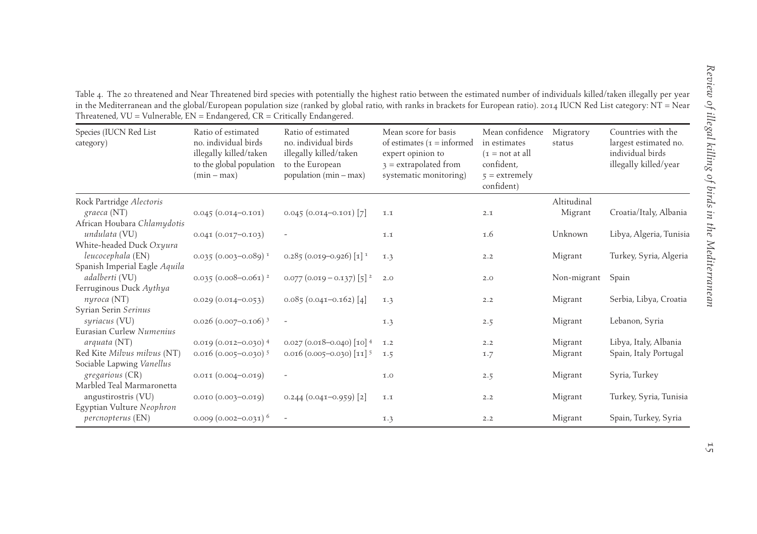Table 4. The 20 threatened and Near Threatened bird species with potentially the highest ratio between the estimated number of individuals killed/taken illegally per year in the Mediterranean and the global/European population size (ranked by global ratio, with ranks in brackets for European ratio). 2014 IUCN Red List category: NT = Near Threatened, VU = Vulnerable, EN = Endangered, CR = Critically Endangered.

| Species (IUCN Red List category) | Ratio of estimated no. individual birds illegally killed/taken to the global population (min – max) | Ratio of estimated no. individual birds illegally killed/taken to the European population (min – max) | Mean score for basis of estimates (1 = informed expert opinion to 3 = extrapolated from systematic monitoring) | Mean confidence in estimates (1 = not at all confident, 5 = extremely confident) | Migratory status | Countries with the largest estimated no. individual birds illegally killed/year |
|---|---|---|---|---|---|---|
| Rock Partridge *Alectoris graeca* (NT) | 0.045 (0.014–0.101) | 0.045 (0.014–0.101) [7] | 1.1 | 2.1 | Altitudinal Migrant | Croatia/Italy, Albania |
| African Houbara *Chlamydotis undulata* (VU) | 0.041 (0.017–0.103) | - | 1.1 | 1.6 | Unknown | Libya, Algeria, Tunisia |
| White-headed Duck *Oxyura leucocephala* (EN) | 0.035 (0.003–0.089) [1] | 0.285 (0.019–0.926) [1] [1] | 1.3 | 2.2 | Migrant | Turkey, Syria, Algeria |
| Spanish Imperial Eagle *Aquila adalberti* (VU) | 0.035 (0.008–0.061) [2] | 0.077 (0.019 – 0.137) [5] [2] | 2.0 | 2.0 | Non-migrant | Spain |
| Ferruginous Duck *Aythya nyroca* (NT) | 0.029 (0.014–0.053) | 0.085 (0.041–0.162) [4] | 1.3 | 2.2 | Migrant | Serbia, Libya, Croatia |
| Syrian Serin *Serinus syriacus* (VU) | 0.026 (0.007–0.106) [3] | - | 1.3 | 2.5 | Migrant | Lebanon, Syria |
| Eurasian Curlew *Numenius arquata* (NT) | 0.019 (0.012–0.030) [4] | 0.027 (0.018–0.040) [10] [4] | 1.2 | 2.2 | Migrant | Libya, Italy, Albania |
| Red Kite *Milvus milvus* (NT) | 0.016 (0.005–0.030) [5] | 0.016 (0.005–0.030) [11] [5] | 1.5 | 1.7 | Migrant | Spain, Italy Portugal |
| Sociable Lapwing *Vanellus gregarious* (CR) | 0.011 (0.004–0.019) | - | 1.0 | 2.5 | Migrant | Syria, Turkey |
| Marbled Teal Marmaronetta angustirostris (VU) | 0.010 (0.003–0.019) | 0.244 (0.041–0.959) [2] | 1.1 | 2.2 | Migrant | Turkey, Syria, Tunisia |
| Egyptian Vulture *Neophron percnopterus* (EN) | 0.009 (0.002–0.031) [6] | - | 1.3 | 2.2 | Migrant | Spain, Turkey, Syria |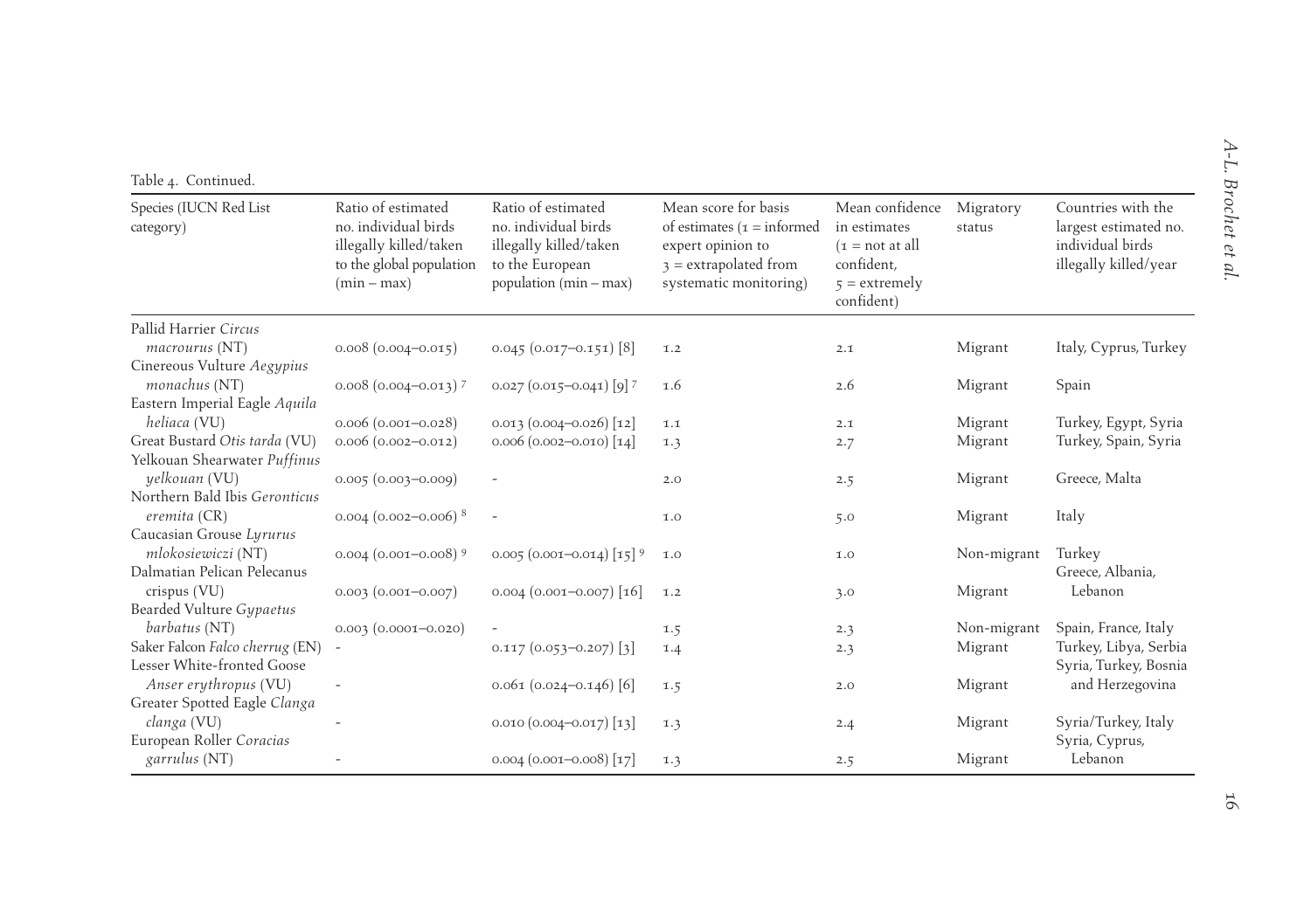Table 4. Continued.

| Species (IUCN Red List category) | Ratio of estimated no. individual birds illegally killed/taken to the global population (min – max) | Ratio of estimated no. individual birds illegally killed/taken to the European population (min – max) | Mean score for basis of estimates (1 = informed expert opinion to 3 = extrapolated from systematic monitoring) | Mean confidence in estimates (1 = not at all confident, 5 = extremely confident) | Migratory status | Countries with the largest estimated no. individual birds illegally killed/year |
|---|---|---|---|---|---|---|
| Pallid Harrier *Circus macrourus* (NT) | 0.008 (0.004–0.015) | 0.045 (0.017–0.151) [8] | 1.2 | 2.1 | Migrant | Italy, Cyprus, Turkey |
| Cinereous Vulture *Aegypius monachus* (NT) | 0.008 (0.004–0.013) [7] | 0.027 (0.015–0.041) [9] [7] | 1.6 | 2.6 | Migrant | Spain |
| Eastern Imperial Eagle *Aquila heliaca* (VU) | 0.006 (0.001–0.028) | 0.013 (0.004–0.026) [12] | 1.1 | 2.1 | Migrant | Turkey, Egypt, Syria |
| Great Bustard *Otis tarda* (VU) | 0.006 (0.002–0.012) | 0.006 (0.002–0.010) [14] | 1.3 | 2.7 | Migrant | Turkey, Spain, Syria |
| Yelkouan Shearwater *Puffinus yelkouan* (VU) | 0.005 (0.003–0.009) | - | 2.0 | 2.5 | Migrant | Greece, Malta |
| Northern Bald Ibis *Geronticus eremita* (CR) | 0.004 (0.002–0.006) [8] | - | 1.0 | 5.0 | Migrant | Italy |
| Caucasian Grouse *Lyrurus mlokosiewiczi* (NT) | 0.004 (0.001–0.008) [9] | 0.005 (0.001–0.014) [15] [9] | 1.0 | 1.0 | Non-migrant | Turkey |
| Dalmatian Pelican Pelecanus crispus (VU) | 0.003 (0.001–0.007) | 0.004 (0.001–0.007) [16] | 1.2 | 3.0 | Migrant | Greece, Albania, Lebanon |
| Bearded Vulture *Gypaetus barbatus* (NT) | 0.003 (0.0001–0.020) | - | 1.5 | 2.3 | Non-migrant | Spain, France, Italy |
| Saker Falcon *Falco cherrug* (EN) | - | 0.117 (0.053–0.207) [3] | 1.4 | 2.3 | Migrant | Turkey, Libya, Serbia |
| Lesser White-fronted Goose *Anser erythropus* (VU) | - | 0.061 (0.024–0.146) [6] | 1.5 | 2.0 | Migrant | Syria, Turkey, Bosnia and Herzegovina |
| Greater Spotted Eagle *Clanga clanga* (VU) | - | 0.010 (0.004–0.017) [13] | 1.3 | 2.4 | Migrant | Syria/Turkey, Italy |
| European Roller *Coracias garrulus* (NT) | - | 0.004 (0.001–0.008) [17] | 1.3 | 2.5 | Migrant | Syria, Cyprus, Lebanon |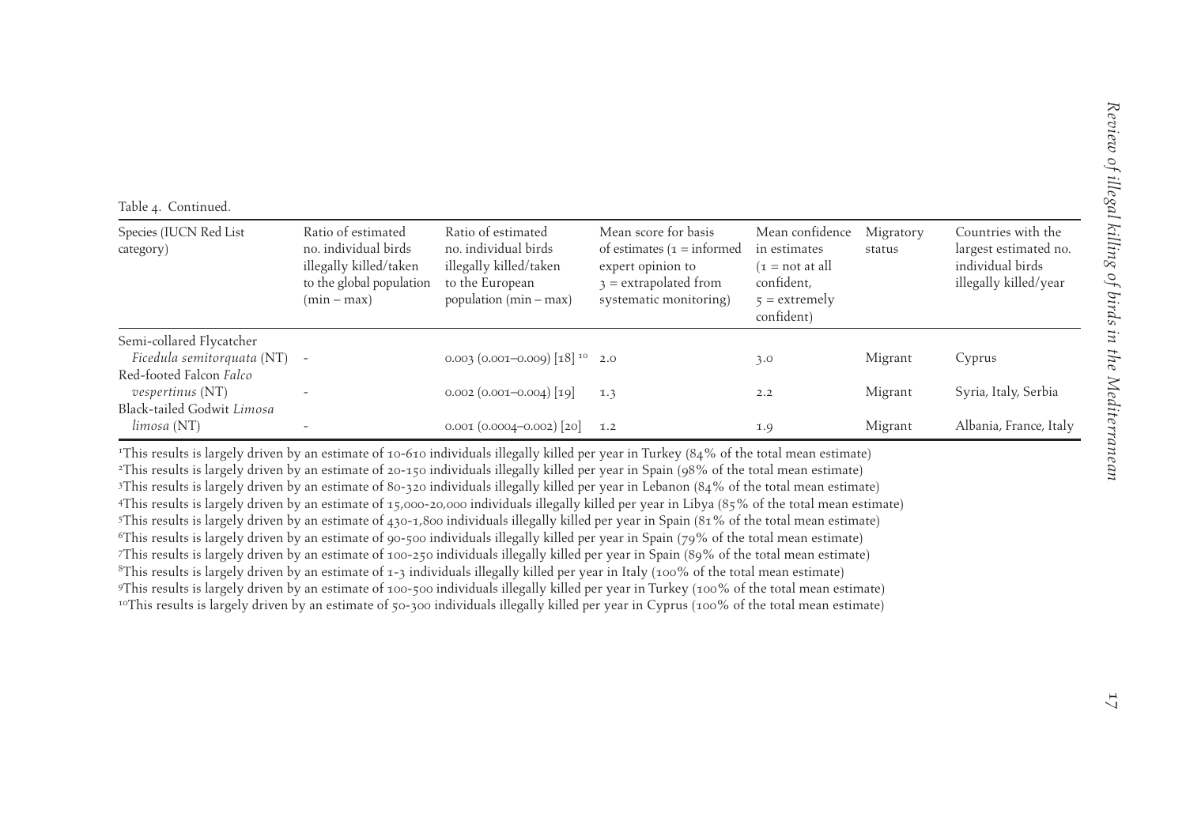Table 4. Continued.

| Species (IUCN Red List category) | Ratio of estimated no. individual birds illegally killed/taken to the global population (min – max) | Ratio of estimated no. individual birds illegally killed/taken to the European population (min – max) | Mean score for basis of estimates (1 = informed expert opinion to 3 = extrapolated from systematic monitoring) | Mean confidence in estimates (1 = not at all confident, 5 = extremely confident) | Migratory status | Countries with the largest estimated no. individual birds illegally killed/year |
|---|---|---|---|---|---|---|
| Semi-collared Flycatcher *Ficedula semitorquata* (NT) | - | 0.003 (0.001–0.009) [18] [10] | 2.0 | 3.0 | Migrant | Cyprus |
| Red-footed Falcon *Falco vespertinus* (NT) | - | 0.002 (0.001–0.004) [19] | 1.3 | 2.2 | Migrant | Syria, Italy, Serbia |
| Black-tailed Godwit *Limosa limosa* (NT) | - | 0.001 (0.0004–0.002) [20] | 1.2 | 1.9 | Migrant | Albania, France, Italy |

[1]This results is largely driven by an estimate of 10-610 individuals illegally killed per year in Turkey (84% of the total mean estimate)
[2]This results is largely driven by an estimate of 20-150 individuals illegally killed per year in Spain (98% of the total mean estimate)
[3]This results is largely driven by an estimate of 80-320 individuals illegally killed per year in Lebanon (84% of the total mean estimate)
[4]This results is largely driven by an estimate of 15,000-20,000 individuals illegally killed per year in Libya (85% of the total mean estimate)
[5]This results is largely driven by an estimate of 430-1,800 individuals illegally killed per year in Spain (81% of the total mean estimate)
[6]This results is largely driven by an estimate of 90-500 individuals illegally killed per year in Spain (79% of the total mean estimate)
[7]This results is largely driven by an estimate of 100-250 individuals illegally killed per year in Spain (89% of the total mean estimate)
[8]This results is largely driven by an estimate of 1-3 individuals illegally killed per year in Italy (100% of the total mean estimate)
[9]This results is largely driven by an estimate of 100-500 individuals illegally killed per year in Turkey (100% of the total mean estimate)
[10]This results is largely driven by an estimate of 50-300 individuals illegally killed per year in Cyprus (100% of the total mean estimate)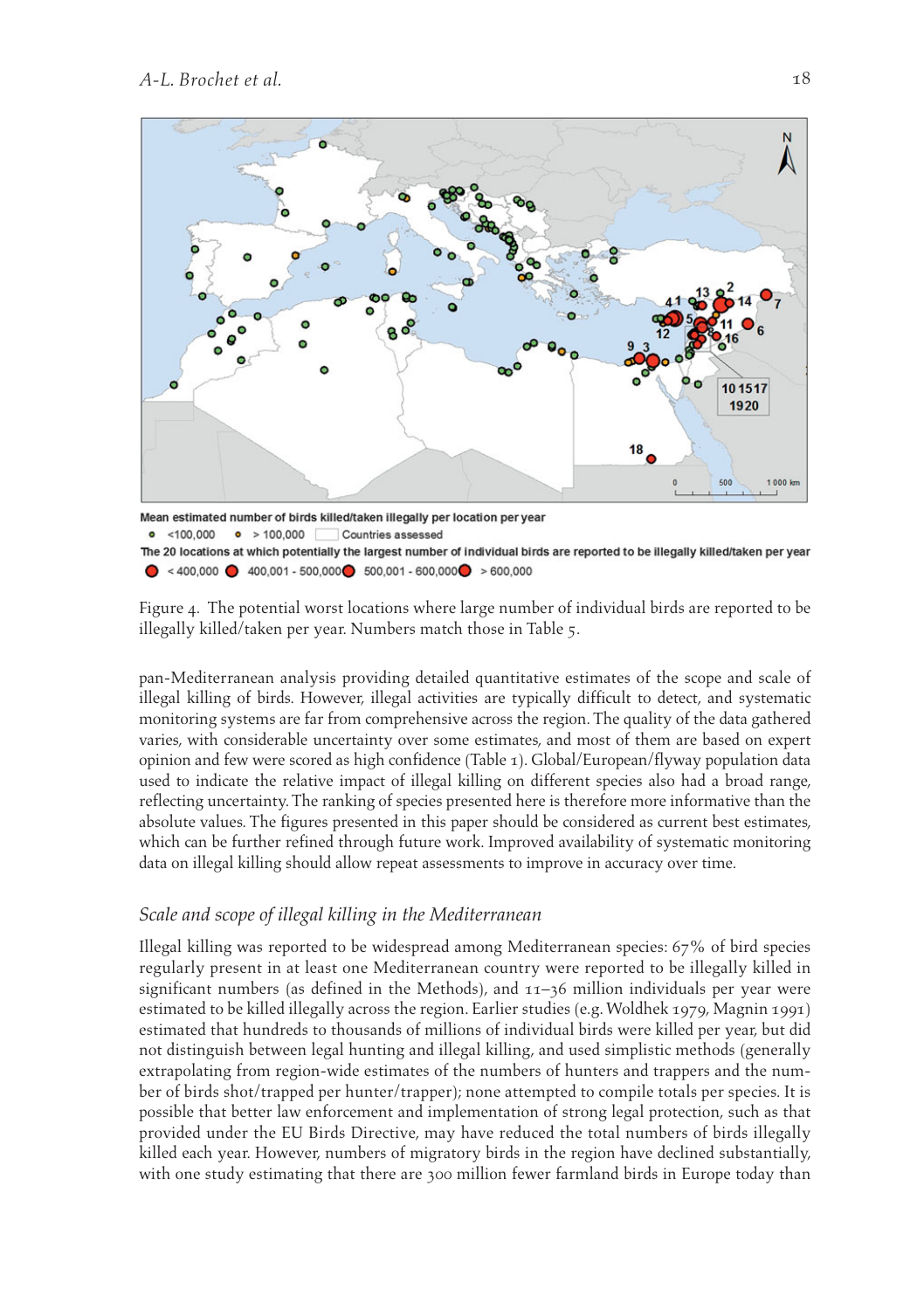Mean estimated number of birds killed/taken illegally per location per year

<100,000 · > 100,000 · Countries assessed

The 20 locations at which potentially the largest number of individual birds are reported to be illegally killed/taken per year

< 400,000 · 400,001 - 500,000 · 500,001 - 600,000 · > 600,000

Figure 4. The potential worst locations where large number of individual birds are reported to be illegally killed/taken per year. Numbers match those in Table 5.

pan-Mediterranean analysis providing detailed quantitative estimates of the scope and scale of illegal killing of birds. However, illegal activities are typically difficult to detect, and systematic monitoring systems are far from comprehensive across the region. The quality of the data gathered varies, with considerable uncertainty over some estimates, and most of them are based on expert opinion and few were scored as high confidence (Table 1). Global/European/flyway population data used to indicate the relative impact of illegal killing on different species also had a broad range, reflecting uncertainty. The ranking of species presented here is therefore more informative than the absolute values. The figures presented in this paper should be considered as current best estimates, which can be further refined through future work. Improved availability of systematic monitoring data on illegal killing should allow repeat assessments to improve in accuracy over time.

## *Scale and scope of illegal killing in the Mediterranean*

Illegal killing was reported to be widespread among Mediterranean species: 67% of bird species regularly present in at least one Mediterranean country were reported to be illegally killed in significant numbers (as defined in the Methods), and 11–36 million individuals per year were estimated to be killed illegally across the region. Earlier studies (e.g. Woldhek 1979, Magnin 1991) estimated that hundreds to thousands of millions of individual birds were killed per year, but did not distinguish between legal hunting and illegal killing, and used simplistic methods (generally extrapolating from region-wide estimates of the numbers of hunters and trappers and the number of birds shot/trapped per hunter/trapper); none attempted to compile totals per species. It is possible that better law enforcement and implementation of strong legal protection, such as that provided under the EU Birds Directive, may have reduced the total numbers of birds illegally killed each year. However, numbers of migratory birds in the region have declined substantially, with one study estimating that there are 300 million fewer farmland birds in Europe today than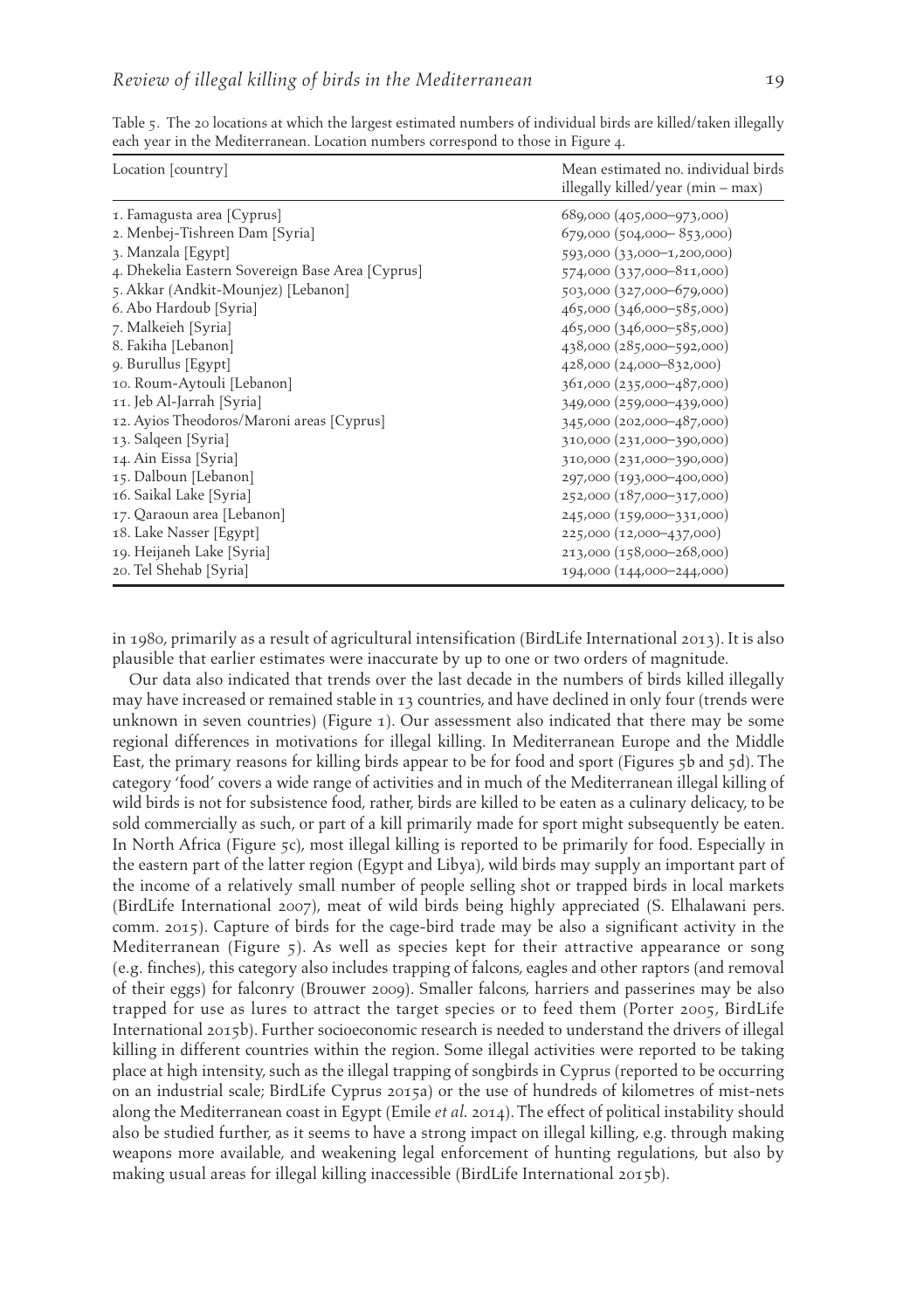Table 5. The 20 locations at which the largest estimated numbers of individual birds are killed/taken illegally each year in the Mediterranean. Location numbers correspond to those in Figure 4.

| Location [country] | Mean estimated no. individual birds illegally killed/year (min – max) |
|---|---|
| 1. Famagusta area [Cyprus] | 689,000 (405,000–973,000) |
| 2. Menbej-Tishreen Dam [Syria] | 679,000 (504,000– 853,000) |
| 3. Manzala [Egypt] | 593,000 (33,000–1,200,000) |
| 4. Dhekelia Eastern Sovereign Base Area [Cyprus] | 574,000 (337,000–811,000) |
| 5. Akkar (Andkit-Mounjez) [Lebanon] | 503,000 (327,000–679,000) |
| 6. Abo Hardoub [Syria] | 465,000 (346,000–585,000) |
| 7. Malkeieh [Syria] | 465,000 (346,000–585,000) |
| 8. Fakiha [Lebanon] | 438,000 (285,000–592,000) |
| 9. Burullus [Egypt] | 428,000 (24,000–832,000) |
| 10. Roum-Aytouli [Lebanon] | 361,000 (235,000–487,000) |
| 11. Jeb Al-Jarrah [Syria] | 349,000 (259,000–439,000) |
| 12. Ayios Theodoros/Maroni areas [Cyprus] | 345,000 (202,000–487,000) |
| 13. Salqeen [Syria] | 310,000 (231,000–390,000) |
| 14. Ain Eissa [Syria] | 310,000 (231,000–390,000) |
| 15. Dalboun [Lebanon] | 297,000 (193,000–400,000) |
| 16. Saikal Lake [Syria] | 252,000 (187,000–317,000) |
| 17. Qaraoun area [Lebanon] | 245,000 (159,000–331,000) |
| 18. Lake Nasser [Egypt] | 225,000 (12,000–437,000) |
| 19. Heijaneh Lake [Syria] | 213,000 (158,000–268,000) |
| 20. Tel Shehab [Syria] | 194,000 (144,000–244,000) |

in 1980, primarily as a result of agricultural intensification (BirdLife International 2013). It is also plausible that earlier estimates were inaccurate by up to one or two orders of magnitude.

Our data also indicated that trends over the last decade in the numbers of birds killed illegally may have increased or remained stable in 13 countries, and have declined in only four (trends were unknown in seven countries) (Figure 1). Our assessment also indicated that there may be some regional differences in motivations for illegal killing. In Mediterranean Europe and the Middle East, the primary reasons for killing birds appear to be for food and sport (Figures 5b and 5d). The category 'food' covers a wide range of activities and in much of the Mediterranean illegal killing of wild birds is not for subsistence food, rather, birds are killed to be eaten as a culinary delicacy, to be sold commercially as such, or part of a kill primarily made for sport might subsequently be eaten. In North Africa (Figure 5c), most illegal killing is reported to be primarily for food. Especially in the eastern part of the latter region (Egypt and Libya), wild birds may supply an important part of the income of a relatively small number of people selling shot or trapped birds in local markets (BirdLife International 2007), meat of wild birds being highly appreciated (S. Elhalawani pers. comm. 2015). Capture of birds for the cage-bird trade may be also a significant activity in the Mediterranean (Figure 5). As well as species kept for their attractive appearance or song (e.g. finches), this category also includes trapping of falcons, eagles and other raptors (and removal of their eggs) for falconry (Brouwer 2009). Smaller falcons, harriers and passerines may be also trapped for use as lures to attract the target species or to feed them (Porter 2005, BirdLife International 2015b). Further socioeconomic research is needed to understand the drivers of illegal killing in different countries within the region. Some illegal activities were reported to be taking place at high intensity, such as the illegal trapping of songbirds in Cyprus (reported to be occurring on an industrial scale; BirdLife Cyprus 2015a) or the use of hundreds of kilometres of mist-nets along the Mediterranean coast in Egypt (Emile *et al.* 2014). The effect of political instability should also be studied further, as it seems to have a strong impact on illegal killing, e.g. through making weapons more available, and weakening legal enforcement of hunting regulations, but also by making usual areas for illegal killing inaccessible (BirdLife International 2015b).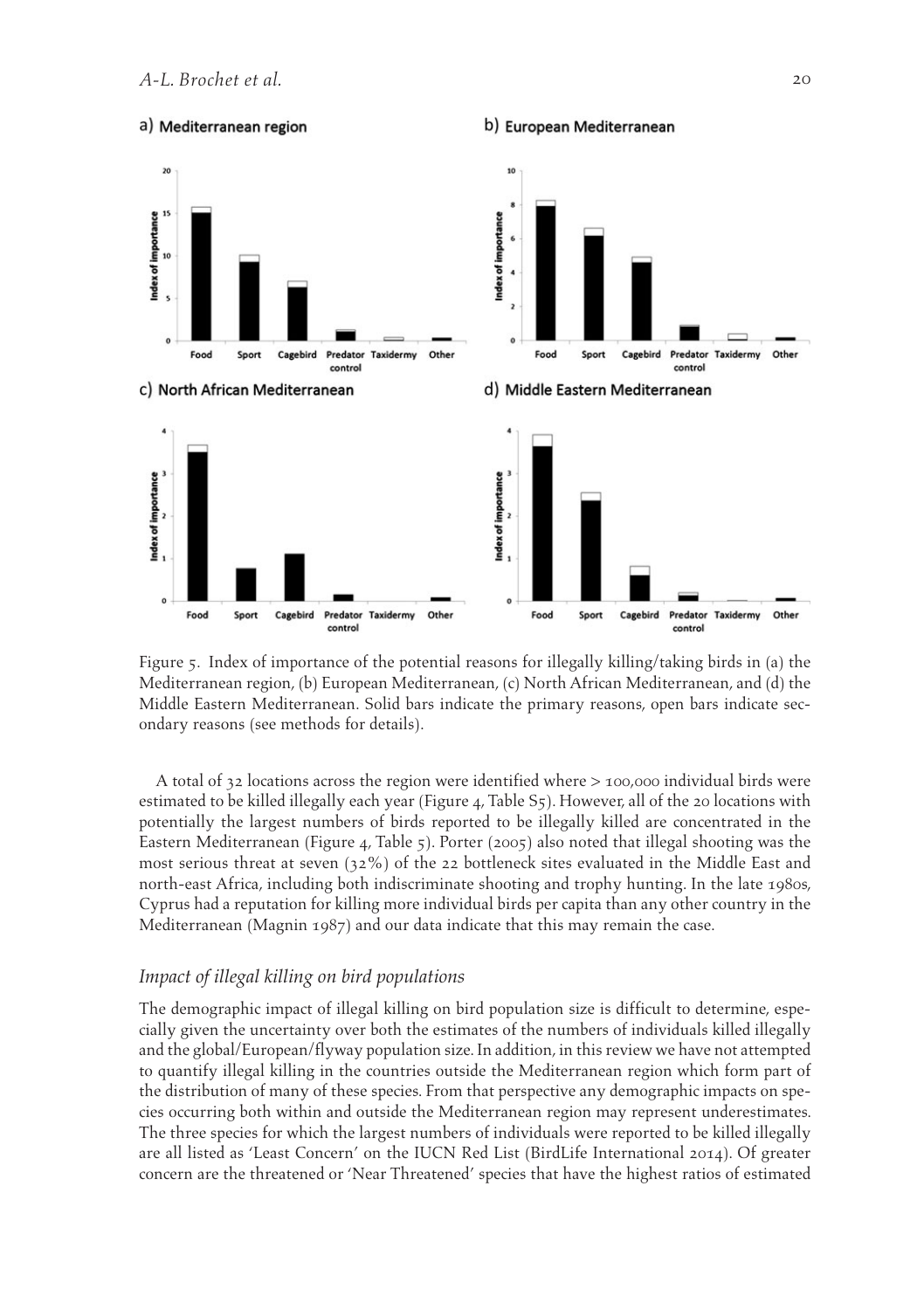Figure 5. Index of importance of the potential reasons for illegally killing/taking birds in (a) the Mediterranean region, (b) European Mediterranean, (c) North African Mediterranean, and (d) the Middle Eastern Mediterranean. Solid bars indicate the primary reasons, open bars indicate secondary reasons (see methods for details).

A total of 32 locations across the region were identified where > 100,000 individual birds were estimated to be killed illegally each year (Figure 4, Table S5). However, all of the 20 locations with potentially the largest numbers of birds reported to be illegally killed are concentrated in the Eastern Mediterranean (Figure 4, Table 5). Porter (2005) also noted that illegal shooting was the most serious threat at seven (32%) of the 22 bottleneck sites evaluated in the Middle East and north-east Africa, including both indiscriminate shooting and trophy hunting. In the late 1980s, Cyprus had a reputation for killing more individual birds per capita than any other country in the Mediterranean (Magnin 1987) and our data indicate that this may remain the case.

### *Impact of illegal killing on bird populations*

The demographic impact of illegal killing on bird population size is difficult to determine, especially given the uncertainty over both the estimates of the numbers of individuals killed illegally and the global/European/flyway population size. In addition, in this review we have not attempted to quantify illegal killing in the countries outside the Mediterranean region which form part of the distribution of many of these species. From that perspective any demographic impacts on species occurring both within and outside the Mediterranean region may represent underestimates. The three species for which the largest numbers of individuals were reported to be killed illegally are all listed as 'Least Concern' on the IUCN Red List (BirdLife International 2014). Of greater concern are the threatened or 'Near Threatened' species that have the highest ratios of estimated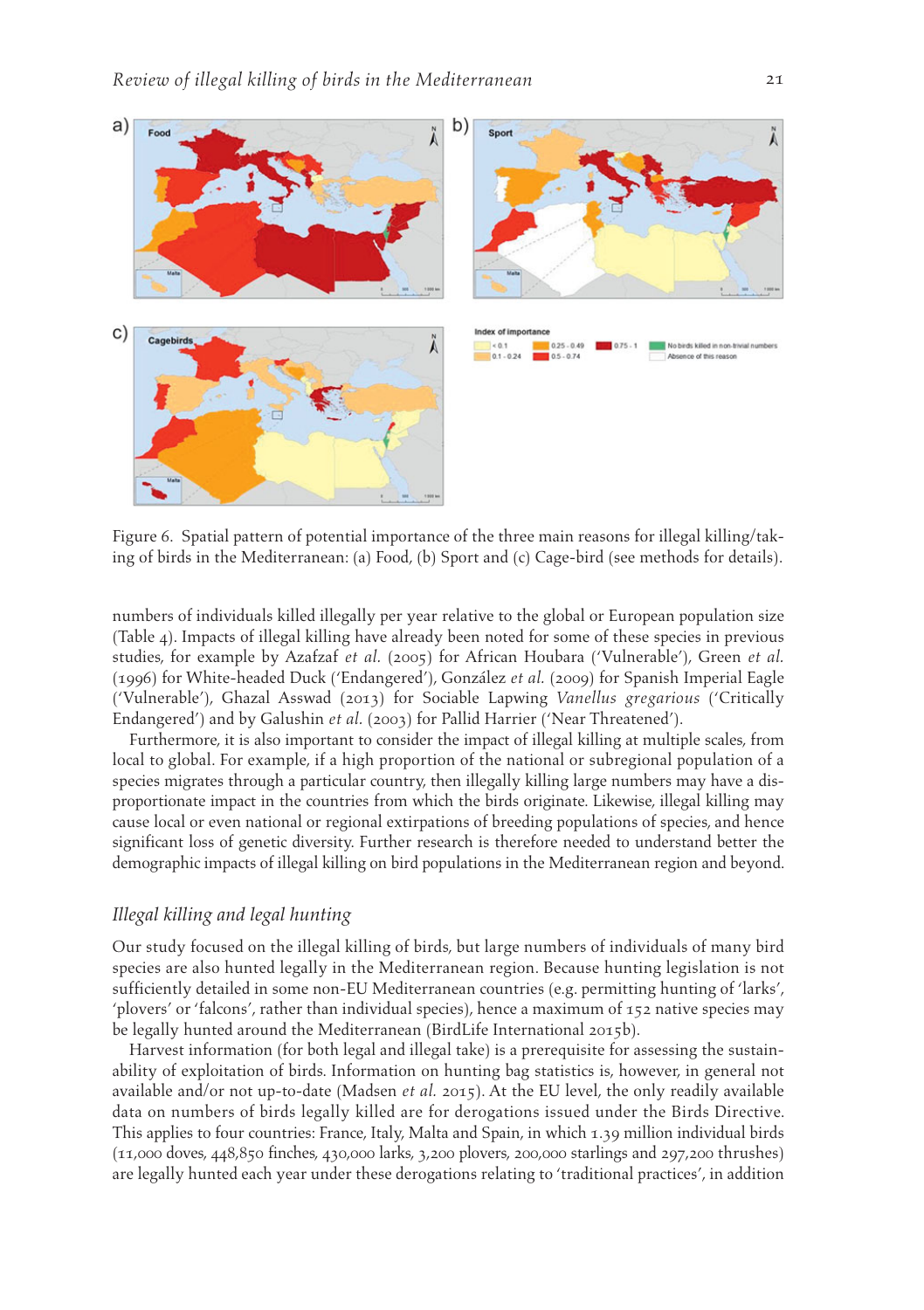Figure 6. Spatial pattern of potential importance of the three main reasons for illegal killing/taking of birds in the Mediterranean: (a) Food, (b) Sport and (c) Cage-bird (see methods for details).

numbers of individuals killed illegally per year relative to the global or European population size (Table 4). Impacts of illegal killing have already been noted for some of these species in previous studies, for example by Azafzaf *et al.* (2005) for African Houbara ('Vulnerable'), Green *et al.* (1996) for White-headed Duck ('Endangered'), González *et al.* (2009) for Spanish Imperial Eagle ('Vulnerable'), Ghazal Asswad (2013) for Sociable Lapwing *Vanellus gregarious* ('Critically Endangered') and by Galushin *et al.* (2003) for Pallid Harrier ('Near Threatened').

Furthermore, it is also important to consider the impact of illegal killing at multiple scales, from local to global. For example, if a high proportion of the national or subregional population of a species migrates through a particular country, then illegally killing large numbers may have a disproportionate impact in the countries from which the birds originate. Likewise, illegal killing may cause local or even national or regional extirpations of breeding populations of species, and hence significant loss of genetic diversity. Further research is therefore needed to understand better the demographic impacts of illegal killing on bird populations in the Mediterranean region and beyond.

## *Illegal killing and legal hunting*

Our study focused on the illegal killing of birds, but large numbers of individuals of many bird species are also hunted legally in the Mediterranean region. Because hunting legislation is not sufficiently detailed in some non-EU Mediterranean countries (e.g. permitting hunting of 'larks', 'plovers' or 'falcons', rather than individual species), hence a maximum of 152 native species may be legally hunted around the Mediterranean (BirdLife International 2015b).

Harvest information (for both legal and illegal take) is a prerequisite for assessing the sustainability of exploitation of birds. Information on hunting bag statistics is, however, in general not available and/or not up-to-date (Madsen *et al.* 2015). At the EU level, the only readily available data on numbers of birds legally killed are for derogations issued under the Birds Directive. This applies to four countries: France, Italy, Malta and Spain, in which 1.39 million individual birds (11,000 doves, 448,850 finches, 430,000 larks, 3,200 plovers, 200,000 starlings and 297,200 thrushes) are legally hunted each year under these derogations relating to 'traditional practices', in addition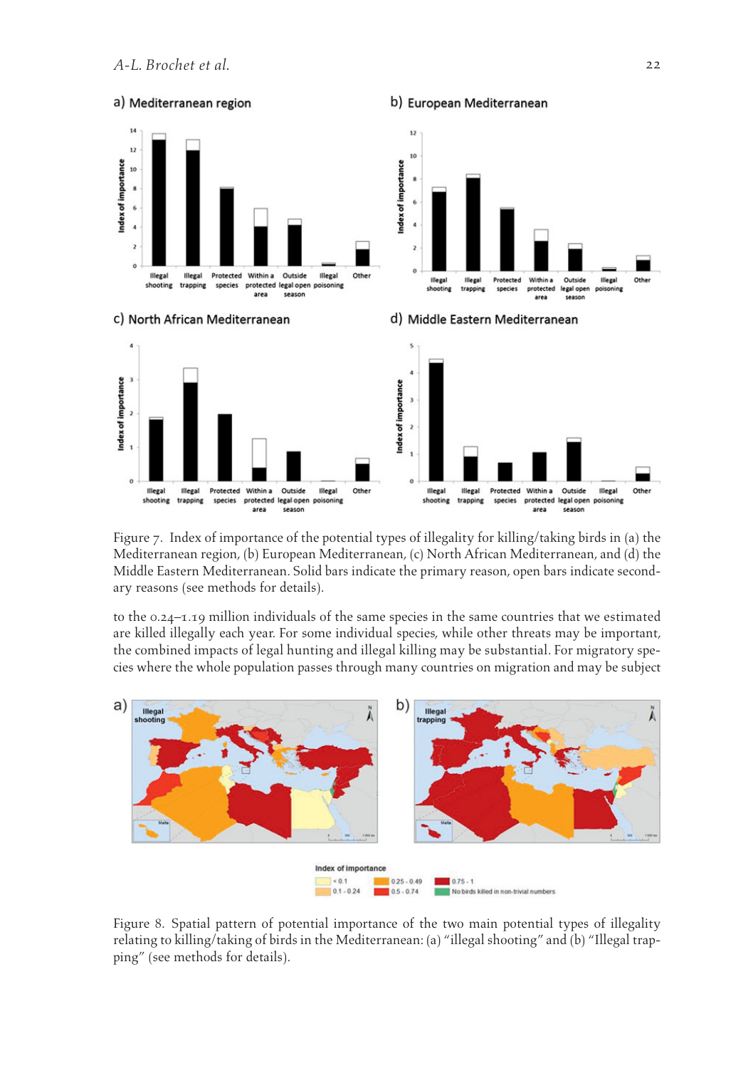Figure 7. Index of importance of the potential types of illegality for killing/taking birds in (a) the Mediterranean region, (b) European Mediterranean, (c) North African Mediterranean, and (d) the Middle Eastern Mediterranean. Solid bars indicate the primary reason, open bars indicate secondary reasons (see methods for details).

to the 0.24–1.19 million individuals of the same species in the same countries that we estimated are killed illegally each year. For some individual species, while other threats may be important, the combined impacts of legal hunting and illegal killing may be substantial. For migratory species where the whole population passes through many countries on migration and may be subject

Figure 8. Spatial pattern of potential importance of the two main potential types of illegality relating to killing/taking of birds in the Mediterranean: (a) "illegal shooting" and (b) "Illegal trapping" (see methods for details).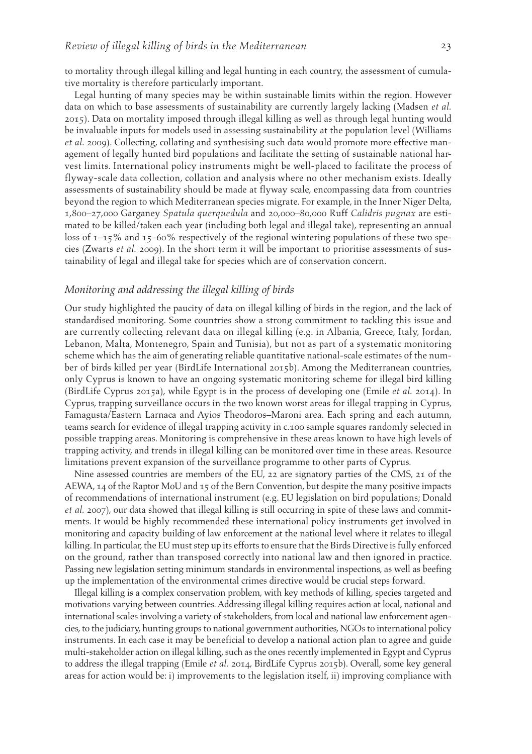to mortality through illegal killing and legal hunting in each country, the assessment of cumulative mortality is therefore particularly important.

Legal hunting of many species may be within sustainable limits within the region. However data on which to base assessments of sustainability are currently largely lacking (Madsen *et al.* 2015). Data on mortality imposed through illegal killing as well as through legal hunting would be invaluable inputs for models used in assessing sustainability at the population level (Williams *et al.* 2009). Collecting, collating and synthesising such data would promote more effective management of legally hunted bird populations and facilitate the setting of sustainable national harvest limits. International policy instruments might be well-placed to facilitate the process of flyway-scale data collection, collation and analysis where no other mechanism exists. Ideally assessments of sustainability should be made at flyway scale, encompassing data from countries beyond the region to which Mediterranean species migrate. For example, in the Inner Niger Delta, 1,800–27,000 Garganey *Spatula querquedula* and 20,000–80,000 Ruff *Calidris pugnax* are estimated to be killed/taken each year (including both legal and illegal take), representing an annual loss of 1–15% and 15–60% respectively of the regional wintering populations of these two species (Zwarts *et al.* 2009). In the short term it will be important to prioritise assessments of sustainability of legal and illegal take for species which are of conservation concern.

## *Monitoring and addressing the illegal killing of birds*

Our study highlighted the paucity of data on illegal killing of birds in the region, and the lack of standardised monitoring. Some countries show a strong commitment to tackling this issue and are currently collecting relevant data on illegal killing (e.g. in Albania, Greece, Italy, Jordan, Lebanon, Malta, Montenegro, Spain and Tunisia), but not as part of a systematic monitoring scheme which has the aim of generating reliable quantitative national-scale estimates of the number of birds killed per year (BirdLife International 2015b). Among the Mediterranean countries, only Cyprus is known to have an ongoing systematic monitoring scheme for illegal bird killing (BirdLife Cyprus 2015a), while Egypt is in the process of developing one (Emile *et al.* 2014). In Cyprus, trapping surveillance occurs in the two known worst areas for illegal trapping in Cyprus, Famagusta/Eastern Larnaca and Ayios Theodoros–Maroni area. Each spring and each autumn, teams search for evidence of illegal trapping activity in c.100 sample squares randomly selected in possible trapping areas. Monitoring is comprehensive in these areas known to have high levels of trapping activity, and trends in illegal killing can be monitored over time in these areas. Resource limitations prevent expansion of the surveillance programme to other parts of Cyprus.

Nine assessed countries are members of the EU, 22 are signatory parties of the CMS, 21 of the AEWA, 14 of the Raptor MoU and 15 of the Bern Convention, but despite the many positive impacts of recommendations of international instrument (e.g. EU legislation on bird populations; Donald *et al.* 2007), our data showed that illegal killing is still occurring in spite of these laws and commitments. It would be highly recommended these international policy instruments get involved in monitoring and capacity building of law enforcement at the national level where it relates to illegal killing. In particular, the EU must step up its efforts to ensure that the Birds Directive is fully enforced on the ground, rather than transposed correctly into national law and then ignored in practice. Passing new legislation setting minimum standards in environmental inspections, as well as beefing up the implementation of the environmental crimes directive would be crucial steps forward.

Illegal killing is a complex conservation problem, with key methods of killing, species targeted and motivations varying between countries. Addressing illegal killing requires action at local, national and international scales involving a variety of stakeholders, from local and national law enforcement agencies, to the judiciary, hunting groups to national government authorities, NGOs to international policy instruments. In each case it may be beneficial to develop a national action plan to agree and guide multi-stakeholder action on illegal killing, such as the ones recently implemented in Egypt and Cyprus to address the illegal trapping (Emile *et al.* 2014, BirdLife Cyprus 2015b). Overall, some key general areas for action would be: i) improvements to the legislation itself, ii) improving compliance with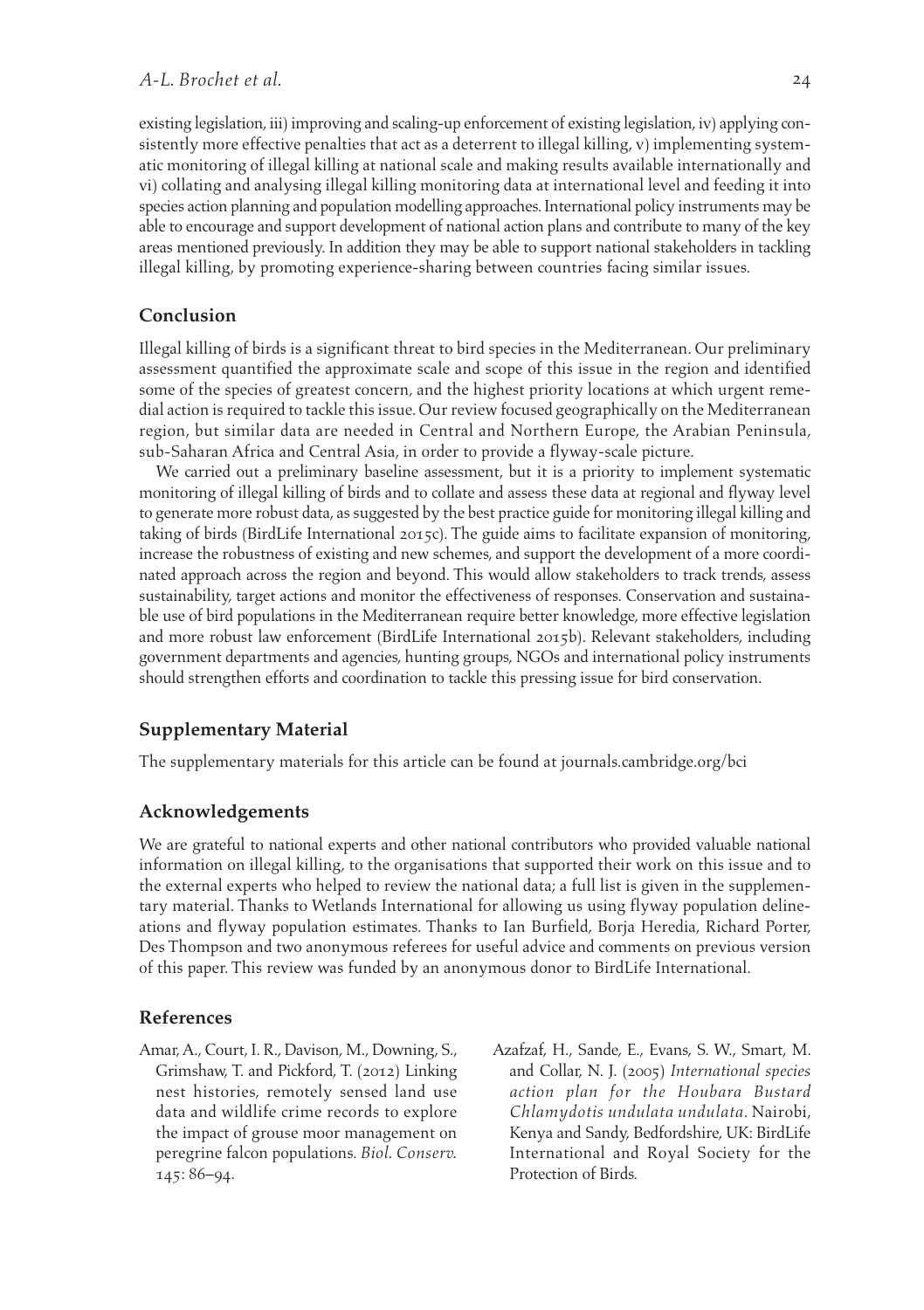existing legislation, iii) improving and scaling-up enforcement of existing legislation, iv) applying consistently more effective penalties that act as a deterrent to illegal killing, v) implementing systematic monitoring of illegal killing at national scale and making results available internationally and vi) collating and analysing illegal killing monitoring data at international level and feeding it into species action planning and population modelling approaches. International policy instruments may be able to encourage and support development of national action plans and contribute to many of the key areas mentioned previously. In addition they may be able to support national stakeholders in tackling illegal killing, by promoting experience-sharing between countries facing similar issues.

## Conclusion

Illegal killing of birds is a significant threat to bird species in the Mediterranean. Our preliminary assessment quantified the approximate scale and scope of this issue in the region and identified some of the species of greatest concern, and the highest priority locations at which urgent remedial action is required to tackle this issue. Our review focused geographically on the Mediterranean region, but similar data are needed in Central and Northern Europe, the Arabian Peninsula, sub-Saharan Africa and Central Asia, in order to provide a flyway-scale picture.

We carried out a preliminary baseline assessment, but it is a priority to implement systematic monitoring of illegal killing of birds and to collate and assess these data at regional and flyway level to generate more robust data, as suggested by the best practice guide for monitoring illegal killing and taking of birds (BirdLife International 2015c). The guide aims to facilitate expansion of monitoring, increase the robustness of existing and new schemes, and support the development of a more coordinated approach across the region and beyond. This would allow stakeholders to track trends, assess sustainability, target actions and monitor the effectiveness of responses. Conservation and sustainable use of bird populations in the Mediterranean require better knowledge, more effective legislation and more robust law enforcement (BirdLife International 2015b). Relevant stakeholders, including government departments and agencies, hunting groups, NGOs and international policy instruments should strengthen efforts and coordination to tackle this pressing issue for bird conservation.

## Supplementary Material

The supplementary materials for this article can be found at journals.cambridge.org/bci

## Acknowledgements

We are grateful to national experts and other national contributors who provided valuable national information on illegal killing, to the organisations that supported their work on this issue and to the external experts who helped to review the national data; a full list is given in the supplementary material. Thanks to Wetlands International for allowing us using flyway population delineations and flyway population estimates. Thanks to Ian Burfield, Borja Heredia, Richard Porter, Des Thompson and two anonymous referees for useful advice and comments on previous version of this paper. This review was funded by an anonymous donor to BirdLife International.

## References

Amar, A., Court, I. R., Davison, M., Downing, S., Grimshaw, T. and Pickford, T. (2012) Linking nest histories, remotely sensed land use data and wildlife crime records to explore the impact of grouse moor management on peregrine falcon populations. *Biol. Conserv.* 145: 86–94.

Azafzaf, H., Sande, E., Evans, S. W., Smart, M. and Collar, N. J. (2005) *International species action plan for the Houbara Bustard Chlamydotis undulata undulata*. Nairobi, Kenya and Sandy, Bedfordshire, UK: BirdLife International and Royal Society for the Protection of Birds.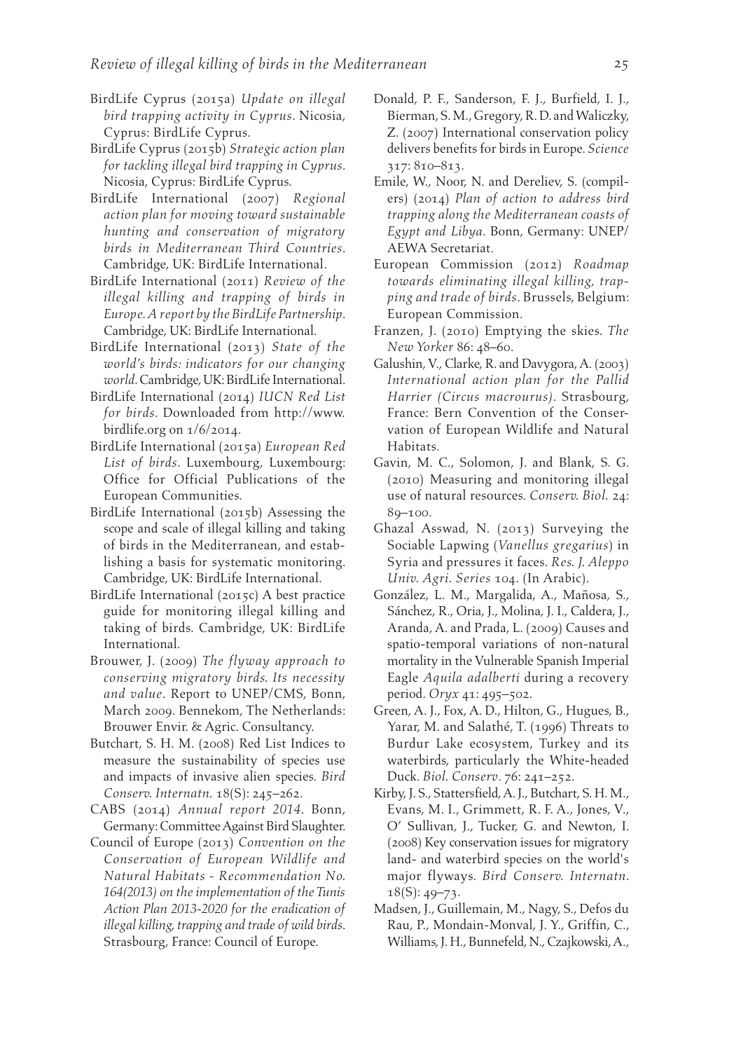BirdLife Cyprus (2015a) *Update on illegal bird trapping activity in Cyprus*. Nicosia, Cyprus: BirdLife Cyprus.

BirdLife Cyprus (2015b) *Strategic action plan for tackling illegal bird trapping in Cyprus*. Nicosia, Cyprus: BirdLife Cyprus.

BirdLife International (2007) *Regional action plan for moving toward sustainable hunting and conservation of migratory birds in Mediterranean Third Countries*. Cambridge, UK: BirdLife International.

BirdLife International (2011) *Review of the illegal killing and trapping of birds in Europe. A report by the BirdLife Partnership*. Cambridge, UK: BirdLife International.

BirdLife International (2013) *State of the world's birds: indicators for our changing world*. Cambridge, UK: BirdLife International.

BirdLife International (2014) *IUCN Red List for birds*. Downloaded from http://www.birdlife.org on 1/6/2014.

BirdLife International (2015a) *European Red List of birds*. Luxembourg, Luxembourg: Office for Official Publications of the European Communities.

BirdLife International (2015b) Assessing the scope and scale of illegal killing and taking of birds in the Mediterranean, and establishing a basis for systematic monitoring. Cambridge, UK: BirdLife International.

BirdLife International (2015c) A best practice guide for monitoring illegal killing and taking of birds. Cambridge, UK: BirdLife International.

Brouwer, J. (2009) *The flyway approach to conserving migratory birds. Its necessity and value*. Report to UNEP/CMS, Bonn, March 2009. Bennekom, The Netherlands: Brouwer Envir. & Agric. Consultancy.

Butchart, S. H. M. (2008) Red List Indices to measure the sustainability of species use and impacts of invasive alien species. *Bird Conserv. Internatn.* 18(S): 245–262.

CABS (2014) *Annual report 2014*. Bonn, Germany: Committee Against Bird Slaughter.

Council of Europe (2013) *Convention on the Conservation of European Wildlife and Natural Habitats - Recommendation No. 164(2013) on the implementation of the Tunis Action Plan 2013-2020 for the eradication of illegal killing, trapping and trade of wild birds*. Strasbourg, France: Council of Europe.

Donald, P. F., Sanderson, F. J., Burfield, I. J., Bierman, S. M., Gregory, R. D. and Waliczky, Z. (2007) International conservation policy delivers benefits for birds in Europe. *Science* 317: 810–813.

Emile, W., Noor, N. and Dereliev, S. (compilers) (2014) *Plan of action to address bird trapping along the Mediterranean coasts of Egypt and Libya*. Bonn, Germany: UNEP/AEWA Secretariat.

European Commission (2012) *Roadmap towards eliminating illegal killing, trapping and trade of birds*. Brussels, Belgium: European Commission.

Franzen, J. (2010) Emptying the skies. *The New Yorker* 86: 48–60.

Galushin, V., Clarke, R. and Davygora, A. (2003) *International action plan for the Pallid Harrier (Circus macrourus)*. Strasbourg, France: Bern Convention of the Conservation of European Wildlife and Natural Habitats.

Gavin, M. C., Solomon, J. and Blank, S. G. (2010) Measuring and monitoring illegal use of natural resources. *Conserv. Biol.* 24: 89–100.

Ghazal Asswad, N. (2013) Surveying the Sociable Lapwing (*Vanellus gregarius*) in Syria and pressures it faces. *Res. J. Aleppo Univ. Agri. Series* 104. (In Arabic).

González, L. M., Margalida, A., Mañosa, S., Sánchez, R., Oria, J., Molina, J. I., Caldera, J., Aranda, A. and Prada, L. (2009) Causes and spatio-temporal variations of non-natural mortality in the Vulnerable Spanish Imperial Eagle *Aquila adalberti* during a recovery period. *Oryx* 41: 495–502.

Green, A. J., Fox, A. D., Hilton, G., Hugues, B., Yarar, M. and Salathé, T. (1996) Threats to Burdur Lake ecosystem, Turkey and its waterbirds, particularly the White-headed Duck. *Biol. Conserv*. 76: 241–252.

Kirby, J. S., Stattersfield, A. J., Butchart, S. H. M., Evans, M. I., Grimmett, R. F. A., Jones, V., O' Sullivan, J., Tucker, G. and Newton, I. (2008) Key conservation issues for migratory land- and waterbird species on the world's major flyways. *Bird Conserv. Internatn*. 18(S): 49–73.

Madsen, J., Guillemain, M., Nagy, S., Defos du Rau, P., Mondain-Monval, J. Y., Griffin, C., Williams, J. H., Bunnefeld, N., Czajkowski, A.,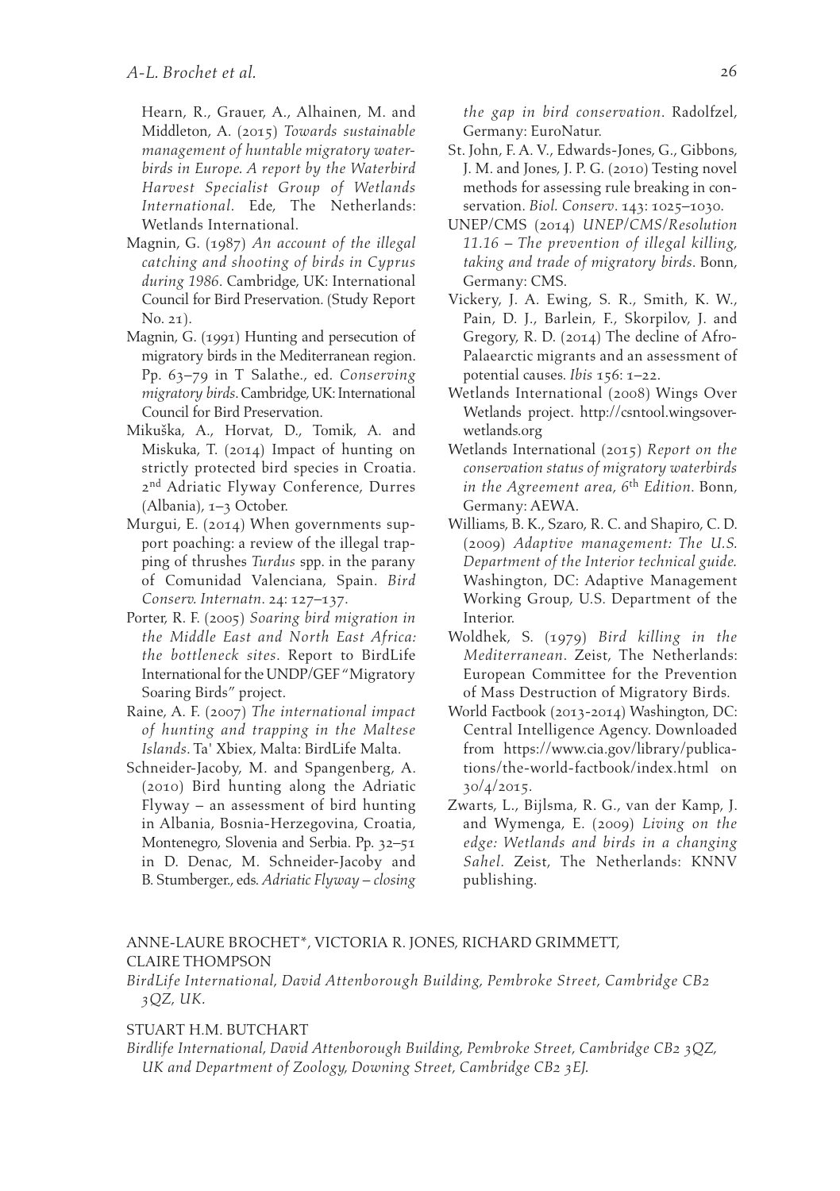Hearn, R., Grauer, A., Alhainen, M. and Middleton, A. (2015) *Towards sustainable management of huntable migratory waterbirds in Europe. A report by the Waterbird Harvest Specialist Group of Wetlands International*. Ede, The Netherlands: Wetlands International.

Magnin, G. (1987) *An account of the illegal catching and shooting of birds in Cyprus during 1986*. Cambridge, UK: International Council for Bird Preservation. (Study Report No. 21).

Magnin, G. (1991) Hunting and persecution of migratory birds in the Mediterranean region. Pp. 63–79 in T Salathe., ed. *Conserving migratory birds*. Cambridge, UK: International Council for Bird Preservation.

Mikuška, A., Horvat, D., Tomik, A. and Miskuka, T. (2014) Impact of hunting on strictly protected bird species in Croatia. 2nd Adriatic Flyway Conference, Durres (Albania), 1–3 October.

Murgui, E. (2014) When governments support poaching: a review of the illegal trapping of thrushes *Turdus* spp. in the parany of Comunidad Valenciana, Spain. *Bird Conserv. Internatn*. 24: 127–137.

Porter, R. F. (2005) *Soaring bird migration in the Middle East and North East Africa: the bottleneck sites*. Report to BirdLife International for the UNDP/GEF "Migratory Soaring Birds" project.

Raine, A. F. (2007) *The international impact of hunting and trapping in the Maltese Islands*. Ta' Xbiex, Malta: BirdLife Malta.

Schneider-Jacoby, M. and Spangenberg, A. (2010) Bird hunting along the Adriatic Flyway – an assessment of bird hunting in Albania, Bosnia-Herzegovina, Croatia, Montenegro, Slovenia and Serbia. Pp. 32–51 in D. Denac, M. Schneider-Jacoby and B. Stumberger., eds. *Adriatic Flyway – closing the gap in bird conservation*. Radolfzel, Germany: EuroNatur.

St. John, F. A. V., Edwards-Jones, G., Gibbons, J. M. and Jones, J. P. G. (2010) Testing novel methods for assessing rule breaking in conservation. *Biol. Conserv*. 143: 1025–1030.

UNEP/CMS (2014) *UNEP/CMS/Resolution 11.16 – The prevention of illegal killing, taking and trade of migratory birds*. Bonn, Germany: CMS.

Vickery, J. A. Ewing, S. R., Smith, K. W., Pain, D. J., Barlein, F., Skorpilov, J. and Gregory, R. D. (2014) The decline of Afro-Palaearctic migrants and an assessment of potential causes. *Ibis* 156: 1–22.

Wetlands International (2008) Wings Over Wetlands project. http://csntool.wingsoverwetlands.org

Wetlands International (2015) *Report on the conservation status of migratory waterbirds in the Agreement area, 6th Edition*. Bonn, Germany: AEWA.

Williams, B. K., Szaro, R. C. and Shapiro, C. D. (2009) *Adaptive management: The U.S. Department of the Interior technical guide.* Washington, DC: Adaptive Management Working Group, U.S. Department of the Interior.

Woldhek, S. (1979) *Bird killing in the Mediterranean*. Zeist, The Netherlands: European Committee for the Prevention of Mass Destruction of Migratory Birds.

World Factbook (2013-2014) Washington, DC: Central Intelligence Agency. Downloaded from https://www.cia.gov/library/publications/the-world-factbook/index.html on 30/4/2015.

Zwarts, L., Bijlsma, R. G., van der Kamp, J. and Wymenga, E. (2009) *Living on the edge: Wetlands and birds in a changing Sahel*. Zeist, The Netherlands: KNNV publishing.

ANNE-LAURE BROCHET*, VICTORIA R. JONES, RICHARD GRIMMETT, CLAIRE THOMPSON

*BirdLife International, David Attenborough Building, Pembroke Street, Cambridge CB2 3QZ, UK.*

STUART H.M. BUTCHART

*Birdlife International, David Attenborough Building, Pembroke Street, Cambridge CB2 3QZ, UK and Department of Zoology, Downing Street, Cambridge CB2 3EJ.*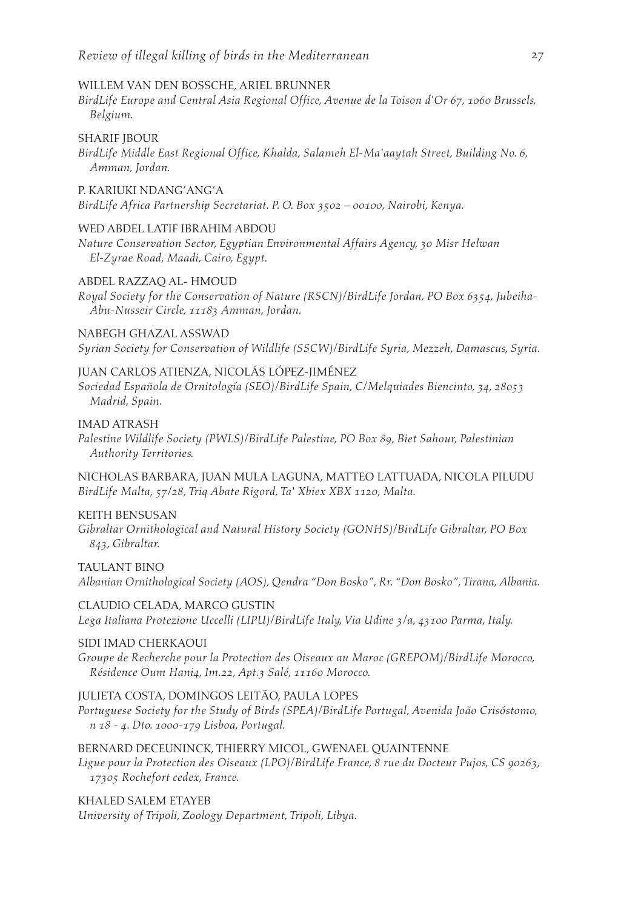WILLEM VAN DEN BOSSCHE, ARIEL BRUNNER
*BirdLife Europe and Central Asia Regional Office, Avenue de la Toison d'Or 67, 1060 Brussels, Belgium.*

SHARIF JBOUR
*BirdLife Middle East Regional Office, Khalda, Salameh El-Ma'aaytah Street, Building No. 6, Amman, Jordan.*

P. KARIUKI NDANG'ANG'A
*BirdLife Africa Partnership Secretariat. P. O. Box 3502 – 00100, Nairobi, Kenya.*

WED ABDEL LATIF IBRAHIM ABDOU
*Nature Conservation Sector, Egyptian Environmental Affairs Agency, 30 Misr Helwan El-Zyrae Road, Maadi, Cairo, Egypt.*

ABDEL RAZZAQ AL- HMOUD
*Royal Society for the Conservation of Nature (RSCN)/BirdLife Jordan, PO Box 6354, Jubeiha-Abu-Nusseir Circle, 11183 Amman, Jordan.*

NABEGH GHAZAL ASSWAD
*Syrian Society for Conservation of Wildlife (SSCW)/BirdLife Syria, Mezzeh, Damascus, Syria.*

JUAN CARLOS ATIENZA, NICOLÁS LÓPEZ-JIMÉNEZ
*Sociedad Española de Ornitología (SEO)/BirdLife Spain, C/Melquiades Biencinto, 34, 28053 Madrid, Spain.*

IMAD ATRASH
*Palestine Wildlife Society (PWLS)/BirdLife Palestine, PO Box 89, Biet Sahour, Palestinian Authority Territories.*

NICHOLAS BARBARA, JUAN MULA LAGUNA, MATTEO LATTUADA, NICOLA PILUDU
*BirdLife Malta, 57/28, Triq Abate Rigord, Ta' Xbiex XBX 1120, Malta.*

KEITH BENSUSAN
*Gibraltar Ornithological and Natural History Society (GONHS)/BirdLife Gibraltar, PO Box 843, Gibraltar.*

TAULANT BINO
*Albanian Ornithological Society (AOS), Qendra "Don Bosko", Rr. "Don Bosko", Tirana, Albania.*

CLAUDIO CELADA, MARCO GUSTIN
*Lega Italiana Protezione Uccelli (LIPU)/BirdLife Italy, Via Udine 3/a, 43100 Parma, Italy.*

SIDI IMAD CHERKAOUI
*Groupe de Recherche pour la Protection des Oiseaux au Maroc (GREPOM)/BirdLife Morocco, Résidence Oum Hani4, Im.22, Apt.3 Salé, 11160 Morocco.*

JULIETA COSTA, DOMINGOS LEITÃO, PAULA LOPES
*Portuguese Society for the Study of Birds (SPEA)/BirdLife Portugal, Avenida João Crisóstomo, n 18 - 4. Dto. 1000-179 Lisboa, Portugal.*

BERNARD DECEUNINCK, THIERRY MICOL, GWENAEL QUAINTENNE
*Ligue pour la Protection des Oiseaux (LPO)/BirdLife France, 8 rue du Docteur Pujos, CS 90263, 17305 Rochefort cedex, France.*

KHALED SALEM ETAYEB
*University of Tripoli, Zoology Department, Tripoli, Libya.*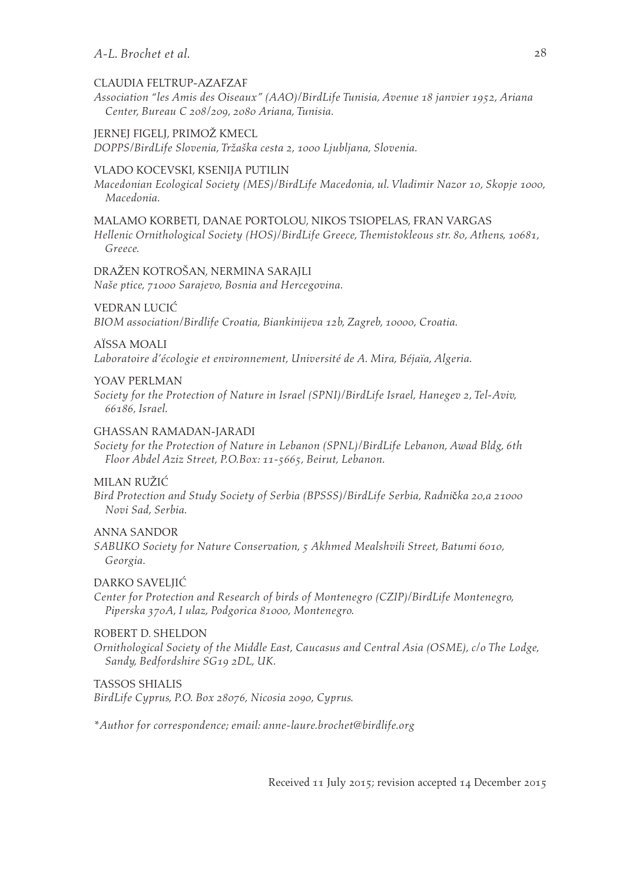CLAUDIA FELTRUP-AZAFZAF

*Association "les Amis des Oiseaux" (AAO)/BirdLife Tunisia, Avenue 18 janvier 1952, Ariana Center, Bureau C 208/209, 2080 Ariana, Tunisia.*

JERNEJ FIGELJ, PRIMOŽ KMECL

*DOPPS/BirdLife Slovenia, Tržaška cesta 2, 1000 Ljubljana, Slovenia.*

VLADO KOCEVSKI, KSENIJA PUTILIN

*Macedonian Ecological Society (MES)/BirdLife Macedonia, ul. Vladimir Nazor 10, Skopje 1000, Macedonia.*

MALAMO KORBETI, DANAE PORTOLOU, NIKOS TSIOPELAS, FRAN VARGAS

*Hellenic Ornithological Society (HOS)/BirdLife Greece, Themistokleous str. 80, Athens, 10681, Greece.*

DRAŽEN KOTROŠAN, NERMINA SARAJLI

*Naše ptice, 71000 Sarajevo, Bosnia and Hercegovina.*

VEDRAN LUCIĆ

*BIOM association/Birdlife Croatia, Biankinijeva 12b, Zagreb, 10000, Croatia.*

AÏSSA MOALI

*Laboratoire d'écologie et environnement, Université de A. Mira, Béjaïa, Algeria.*

YOAV PERLMAN

*Society for the Protection of Nature in Israel (SPNI)/BirdLife Israel, Hanegev 2, Tel-Aviv, 66186, Israel.*

GHASSAN RAMADAN-JARADI

*Society for the Protection of Nature in Lebanon (SPNL)/BirdLife Lebanon, Awad Bldg, 6th Floor Abdel Aziz Street, P.O.Box: 11-5665, Beirut, Lebanon.*

MILAN RUŽIĆ

*Bird Protection and Study Society of Serbia (BPSSS)/BirdLife Serbia, Radnička 20,a 21000 Novi Sad, Serbia.*

ANNA SANDOR

*SABUKO Society for Nature Conservation, 5 Akhmed Mealshvili Street, Batumi 6010, Georgia.*

DARKO SAVELJIĆ

*Center for Protection and Research of birds of Montenegro (CZIP)/BirdLife Montenegro, Piperska 370A, I ulaz, Podgorica 81000, Montenegro.*

ROBERT D. SHELDON

*Ornithological Society of the Middle East, Caucasus and Central Asia (OSME), c/o The Lodge, Sandy, Bedfordshire SG19 2DL, UK.*

TASSOS SHIALIS

*BirdLife Cyprus, P.O. Box 28076, Nicosia 2090, Cyprus.*

*\*Author for correspondence; email: anne-laure.brochet@birdlife.org*

Received 11 July 2015; revision accepted 14 December 2015